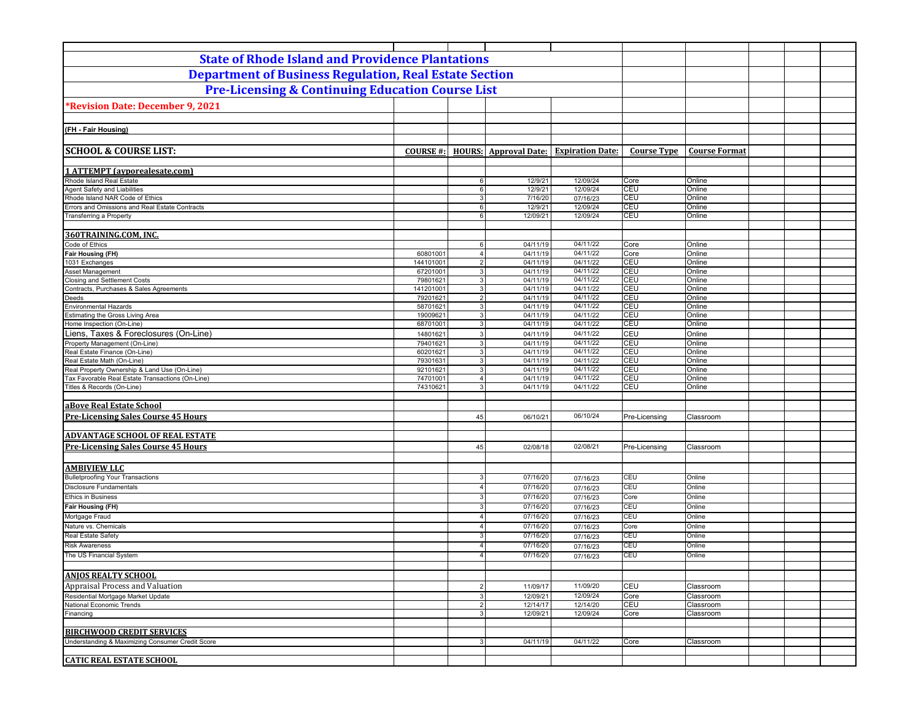# State of Rhode Island and Providence Plantations

## Department of Business Regulation, Real Estate Section

## Pre-Licensing & Continuing Education Course List

**\*Revision Date: December 9, 2021**

**(FH - Fair Housing)**

| SCHOOL & COURSE LIST: | COURSE #: | HOURS: | Approval Date: | Expiration Date: | Course Type | Course Format |
|---|---|---|---|---|---|---|
| **1 ATTEMPT (avporealesate.com)** | | | | | | |
| Rhode Island Real Estate | | 6 | 12/9/21 | 12/09/24 | Core | Online |
| Agent Safety and Liabilities | | 6 | 12/9/21 | 12/09/24 | CEU | Online |
| Rhode Island NAR Code of Ethics | | 3 | 7/16/20 | 07/16/23 | CEU | Online |
| Errors and Omissions and Real Estate Contracts | | 6 | 12/9/21 | 12/09/24 | CEU | Online |
| Transferring a Property | | 6 | 12/09/21 | 12/09/24 | CEU | Online |
| **360TRAINING.COM, INC.** | | | | | | |
| Code of Ethics | | 6 | 04/11/19 | 04/11/22 | Core | Online |
| **Fair Housing (FH)** | 60801001 | 4 | 04/11/19 | 04/11/22 | Core | Online |
| 1031 Exchanges | 144101001 | 2 | 04/11/19 | 04/11/22 | CEU | Online |
| Asset Management | 67201001 | 3 | 04/11/19 | 04/11/22 | CEU | Online |
| Closing and Settlement Costs | 79801621 | 3 | 04/11/19 | 04/11/22 | CEU | Online |
| Contracts, Purchases & Sales Agreements | 141201001 | 3 | 04/11/19 | 04/11/22 | CEU | Online |
| Deeds | 79201621 | 2 | 04/11/19 | 04/11/22 | CEU | Online |
| Environmental Hazards | 58701621 | 3 | 04/11/19 | 04/11/22 | CEU | Online |
| Estimating the Gross Living Area | 19009621 | 3 | 04/11/19 | 04/11/22 | CEU | Online |
| Home Inspection (On-Line) | 68701001 | 3 | 04/11/19 | 04/11/22 | CEU | Online |
| Liens, Taxes & Foreclosures (On-Line) | 14801621 | 3 | 04/11/19 | 04/11/22 | CEU | Online |
| Property Management (On-Line) | 79401621 | 3 | 04/11/19 | 04/11/22 | CEU | Online |
| Real Estate Finance (On-Line) | 60201621 | 3 | 04/11/19 | 04/11/22 | CEU | Online |
| Real Estate Math (On-Line) | 79301631 | 3 | 04/11/19 | 04/11/22 | CEU | Online |
| Real Property Ownership & Land Use (On-Line) | 92101621 | 3 | 04/11/19 | 04/11/22 | CEU | Online |
| Tax Favorable Real Estate Transactions (On-Line) | 74701001 | 4 | 04/11/19 | 04/11/22 | CEU | Online |
| Titles & Records (On-Line) | 74310621 | 3 | 04/11/19 | 04/11/22 | CEU | Online |
| **aBove Real Estate School** | | | | | | |
| **Pre-Licensing Sales Course 45 Hours** | | 45 | 06/10/21 | 06/10/24 | Pre-Licensing | Classroom |
| **ADVANTAGE SCHOOL OF REAL ESTATE** | | | | | | |
| **Pre-Licensing Sales Course 45 Hours** | | 45 | 02/08/18 | 02/08/21 | Pre-Licensing | Classroom |
| **AMBIVIEW LLC** | | | | | | |
| Bulletproofing Your Transactions | | 3 | 07/16/20 | 07/16/23 | CEU | Online |
| Disclosure Fundamentals | | 4 | 07/16/20 | 07/16/23 | CEU | Online |
| Ethics in Business | | 3 | 07/16/20 | 07/16/23 | Core | Online |
| **Fair Housing (FH)** | | 3 | 07/16/20 | 07/16/23 | CEU | Online |
| Mortgage Fraud | | 4 | 07/16/20 | 07/16/23 | CEU | Online |
| Nature vs. Chemicals | | 4 | 07/16/20 | 07/16/23 | Core | Online |
| Real Estate Safety | | 3 | 07/16/20 | 07/16/23 | CEU | Online |
| Risk Awareness | | 4 | 07/16/20 | 07/16/23 | CEU | Online |
| The US Financial System | | 4 | 07/16/20 | 07/16/23 | CEU | Online |
| **ANJOS REALTY SCHOOL** | | | | | | |
| Appraisal Process and Valuation | | 2 | 11/09/17 | 11/09/20 | CEU | Classroom |
| Residential Mortgage Market Update | | 3 | 12/09/21 | 12/09/24 | Core | Classroom |
| National Economic Trends | | 2 | 12/14/17 | 12/14/20 | CEU | Classroom |
| Financing | | 3 | 12/09/21 | 12/09/24 | Core | Classroom |
| **BIRCHWOOD CREDIT SERVICES** | | | | | | |
| Understanding & Maximizing Consumer Credit Score | | 3 | 04/11/19 | 04/11/22 | Core | Classroom |
| **CATIC REAL ESTATE SCHOOL** | | | | | | |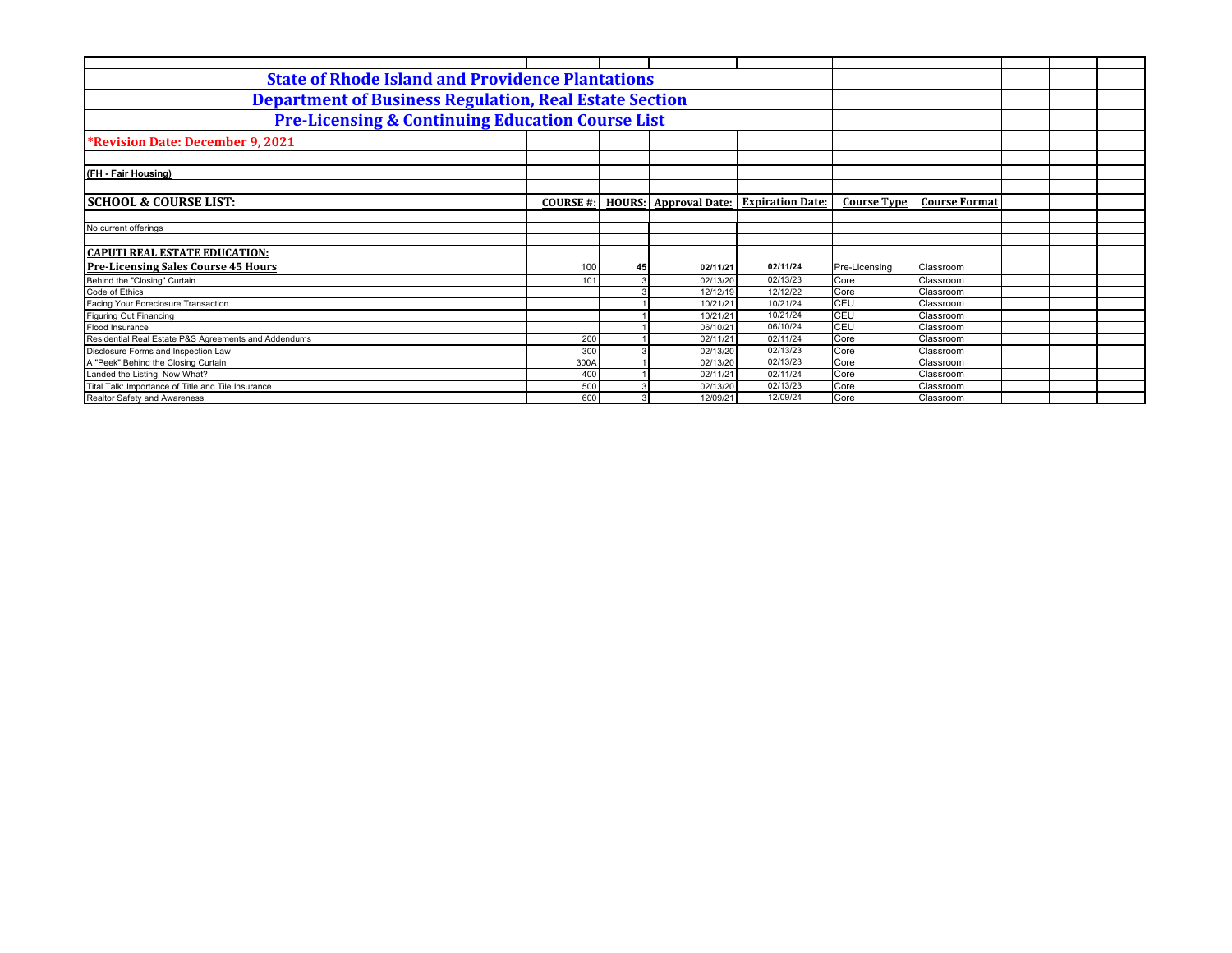# State of Rhode Island and Providence Plantations

## Department of Business Regulation, Real Estate Section

## Pre-Licensing & Continuing Education Course List

**\*Revision Date: December 9, 2021**

**(FH - Fair Housing)**

| SCHOOL & COURSE LIST: | COURSE #: | HOURS: | Approval Date: | Expiration Date: | Course Type | Course Format |
|---|---|---|---|---|---|---|
| No current offerings | | | | | | |
| **CAPUTI REAL ESTATE EDUCATION:** | | | | | | |
| **Pre-Licensing Sales Course 45 Hours** | 100 | 45 | 02/11/21 | 02/11/24 | Pre-Licensing | Classroom |
| Behind the "Closing" Curtain | 101 | 3 | 02/13/20 | 02/13/23 | Core | Classroom |
| Code of Ethics | | 3 | 12/12/19 | 12/12/22 | Core | Classroom |
| Facing Your Foreclosure Transaction | | 1 | 10/21/21 | 10/21/24 | CEU | Classroom |
| Figuring Out Financing | | 1 | 10/21/21 | 10/21/24 | CEU | Classroom |
| Flood Insurance | | 1 | 06/10/21 | 06/10/24 | CEU | Classroom |
| Residential Real Estate P&S Agreements and Addendums | 200 | 1 | 02/11/21 | 02/11/24 | Core | Classroom |
| Disclosure Forms and Inspection Law | 300 | 3 | 02/13/20 | 02/13/23 | Core | Classroom |
| A "Peek" Behind the Closing Curtain | 300A | 1 | 02/13/20 | 02/13/23 | Core | Classroom |
| Landed the Listing, Now What? | 400 | 1 | 02/11/21 | 02/11/24 | Core | Classroom |
| Tital Talk: Importance of Title and Tile Insurance | 500 | 3 | 02/13/20 | 02/13/23 | Core | Classroom |
| Realtor Safety and Awareness | 600 | 3 | 12/09/21 | 12/09/24 | Core | Classroom |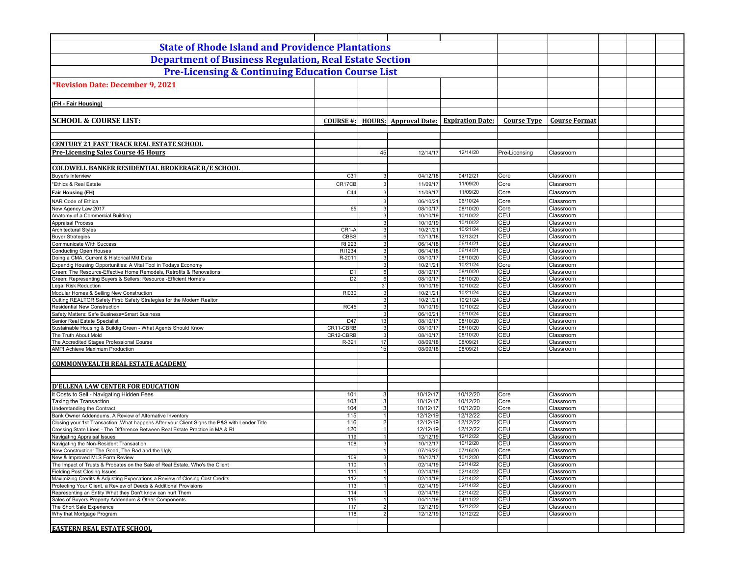# State of Rhode Island and Providence Plantations

## Department of Business Regulation, Real Estate Section

## Pre-Licensing & Continuing Education Course List

**\*Revision Date: December 9, 2021**

**(FH - Fair Housing)**

| SCHOOL & COURSE LIST: | COURSE #: | HOURS: | Approval Date: | Expiration Date: | Course Type | Course Format |
|---|---|---|---|---|---|---|
| **CENTURY 21 FAST TRACK REAL ESTATE SCHOOL** | | | | | | |
| **Pre-Licensing Sales Course 45 Hours** | | 45 | 12/14/17 | 12/14/20 | Pre-Licensing | Classroom |
| **COLDWELL BANKER RESIDENTIAL BROKERAGE R/E SCHOOL** | | | | | | |
| Buyer's Interview | C31 | 3 | 04/12/18 | 04/12/21 | Core | Classroom |
| *Ethics & Real Estate | CR17CB | 3 | 11/09/17 | 11/09/20 | Core | Classroom |
| **Fair Housing (FH)** | C44 | 3 | 11/09/17 | 11/09/20 | Core | Classroom |
| NAR Code of Ethica | | 3 | 06/10/21 | 06/10/24 | Core | Classroom |
| New Agency Law 2017 | 65 | 3 | 08/10/17 | 08/10/20 | Core | Classroom |
| Anatomy of a Commercial Building | | 3 | 10/10/19 | 10/10/22 | CEU | Classroom |
| Appraisal Process | | 3 | 10/10/19 | 10/10/22 | CEU | Classroom |
| Architectural Styles | CR1-A | 3 | 10/21/21 | 10/21/24 | CEU | Classroom |
| Buyer Strategies | CBBS | 6 | 12/13/18 | 12/13/21 | CEU | Classroom |
| Communicate With Success | RI 223 | 3 | 06/14/18 | 06/14/21 | CEU | Classroom |
| Conducting Open Houses | RI1234 | 3 | 06/14/18 | 06/14/21 | CEU | Classroom |
| Doing a CMA, Current & Historical Mkt Data | R-2011 | 3 | 08/10/17 | 08/10/20 | CEU | Classroom |
| Expandig Housing Opportunities: A Vital Tool in Todays Economy | | 3 | 10/21/21 | 10/21/24 | Core | Classroom |
| Green: The Resource-Effective Home Remodels, Retrofits & Renovations | D1 | 6 | 08/10/17 | 08/10/20 | CEU | Classroom |
| Green: Representing Buyers & Sellers: Resource -Efficient Home's | D2 | 6 | 08/10/17 | 08/10/20 | CEU | Classroom |
| Legal Risk Reduction | | 3 | 10/10/19 | 10/10/22 | CEU | Classroom |
| Modular Homes & Selling New Construction | RI030 | 3 | 10/21/21 | 10/21/24 | CEU | Classroom |
| Outting REALTOR Safety First: Safety Strategies for the Modern Realtor | | 3 | 10/21/21 | 10/21/24 | CEU | Classroom |
| Residential New Construction | RC45 | 3 | 10/10/19 | 10/10/22 | CEU | Classroom |
| Safety Matters: Safe Business=Smart Business | | 3 | 06/10/21 | 06/10/24 | CEU | Classroom |
| Senior Real Estate Specialist | D47 | 13 | 08/10/17 | 08/10/20 | CEU | Classroom |
| Sustainable Housing & Buildig Green - What Agents Should Know | CR11-CBRB | 3 | 08/10/17 | 08/10/20 | CEU | Classroom |
| The Truth About Mold | CR12-CBRB | 3 | 08/10/17 | 08/10/20 | CEU | Classroom |
| The Accredited Stages Professional Course | R-321 | 17 | 08/09/18 | 08/09/21 | CEU | Classroom |
| AMP! Achieve Maximum Production | | 15 | 08/09/18 | 08/09/21 | CEU | Classroom |
| **COMMONWEALTH REAL ESTATE ACADEMY** | | | | | | |
| **D'ELLENA LAW CENTER FOR EDUCATION** | | | | | | |
| It Costs to Sell - Navigating Hidden Fees | 101 | 3 | 10/12/17 | 10/12/20 | Core | Classroom |
| Taxing the Transaction | 103 | 3 | 10/12/17 | 10/12/20 | Core | Classroom |
| Understanding the Contract | 104 | 3 | 10/12/17 | 10/12/20 | Core | Classroom |
| Bank Owner Addendums, A Review of Alternative Inventory | 115 | 1 | 12/12/19 | 12/12/22 | CEU | Classroom |
| Closing your 1st Transaction, What happens After your Client Signs the P&S with Lender Title | 116 | 2 | 12/12/19 | 12/12/22 | CEU | Classroom |
| Crossing State Lines - The Difference Between Real Estate Practice in MA & RI | 120 | 1 | 12/12/19 | 12/12/22 | CEU | Classroom |
| Navigating Appraisal Issues | 119 | 1 | 12/12/19 | 12/12/22 | CEU | Classroom |
| Navigating the Non-Resident Transaction | 108 | 3 | 10/12/17 | 10/12/20 | CEU | Classroom |
| New Construction: The Good, The Bad and the Ugly | | 1 | 07/16/20 | 07/16/20 | Core | Classroom |
| New & Improved MLS Form Review | 109 | 3 | 10/12/17 | 10/12/20 | CEU | Classroom |
| The Impact of Trusts & Probates on the Sale of Real Estate, Who's the Client | 110 | 1 | 02/14/19 | 02/14/22 | CEU | Classroom |
| Fielding Post Closing Issues | 111 | 1 | 02/14/19 | 02/14/22 | CEU | Classroom |
| Maximizing Credits & Adjusting Expecations a Review of Closing Cost Credits | 112 | 1 | 02/14/19 | 02/14/22 | CEU | Classroom |
| Protecting Your Client, a Review of Deeds & Additional Provisions | 113 | 1 | 02/14/19 | 02/14/22 | CEU | Classroom |
| Representing an Entity What they Don't know can hurt Them | 114 | 1 | 02/14/19 | 02/14/22 | CEU | Classroom |
| Sales of Buyers Property Addendum & Other Components | 115 | 1 | 04/11/19 | 04/11/22 | CEU | Classroom |
| The Short Sale Experience | 117 | 2 | 12/12/19 | 12/12/22 | CEU | Classroom |
| Why that Mortgage Program | 118 | 2 | 12/12/19 | 12/12/22 | CEU | Classroom |
| **EASTERN REAL ESTATE SCHOOL** | | | | | | |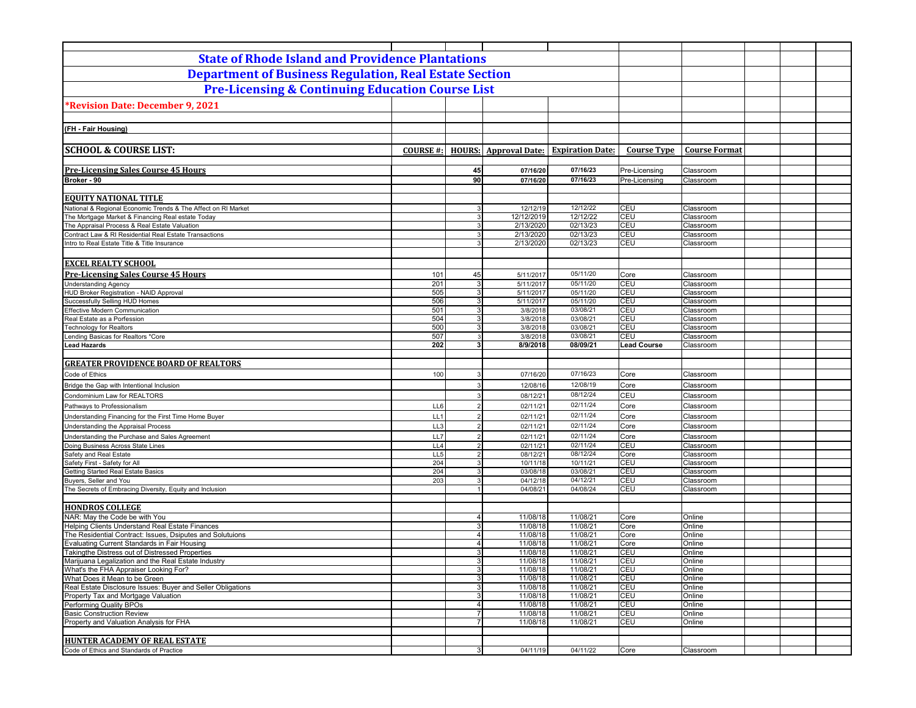# State of Rhode Island and Providence Plantations

## Department of Business Regulation, Real Estate Section

## Pre-Licensing & Continuing Education Course List

***Revision Date: December 9, 2021**

**(FH - Fair Housing)**

| SCHOOL & COURSE LIST: | COURSE #: | HOURS: | Approval Date: | Expiration Date: | Course Type | Course Format |
|---|---|---|---|---|---|---|
| **Pre-Licensing Sales Course 45 Hours** | | 45 | 07/16/20 | 07/16/23 | Pre-Licensing | Classroom |
| **Broker - 90** | | 90 | 07/16/20 | 07/16/23 | Pre-Licensing | Classroom |
| **EQUITY NATIONAL TITLE** | | | | | | |
| National & Regional Economic Trends & The Affect on RI Market | | 3 | 12/12/19 | 12/12/22 | CEU | Classroom |
| The Mortgage Market & Financing Real estate Today | | 3 | 12/12/2019 | 12/12/22 | CEU | Classroom |
| The Appraisal Process & Real Estate Valuation | | 3 | 2/13/2020 | 02/13/23 | CEU | Classroom |
| Contract Law & RI Residential Real Estate Transactions | | 3 | 2/13/2020 | 02/13/23 | CEU | Classroom |
| Intro to Real Estate Title & Title Insurance | | 3 | 2/13/2020 | 02/13/23 | CEU | Classroom |
| **EXCEL REALTY SCHOOL** | | | | | | |
| **Pre-Licensing Sales Course 45 Hours** | 101 | 45 | 5/11/2017 | 05/11/20 | Core | Classroom |
| Understanding Agency | 201 | 3 | 5/11/2017 | 05/11/20 | CEU | Classroom |
| HUD Broker Registration - NAID Approval | 505 | 3 | 5/11/2017 | 05/11/20 | CEU | Classroom |
| Successfully Selling HUD Homes | 506 | 3 | 5/11/2017 | 05/11/20 | CEU | Classroom |
| Effective Modern Communication | 501 | 3 | 3/8/2018 | 03/08/21 | CEU | Classroom |
| Real Estate as a Porfession | 504 | 3 | 3/8/2018 | 03/08/21 | CEU | Classroom |
| Technology for Realtors | 500 | 3 | 3/8/2018 | 03/08/21 | CEU | Classroom |
| Lending Basicas for Realtors *Core | 507 | 3 | 3/8/2018 | 03/08/21 | CEU | Classroom |
| **Lead Hazards** | **202** | **3** | **8/9/2018** | **08/09/21** | **Lead Course** | Classroom |
| **GREATER PROVIDENCE BOARD OF REALTORS** | | | | | | |
| Code of Ethics | 100 | 3 | 07/16/20 | 07/16/23 | Core | Classroom |
| Bridge the Gap with Intentional Inclusion | | 3 | 12/08/16 | 12/08/19 | Core | Classroom |
| Condominium Law for REALTORS | | 3 | 08/12/21 | 08/12/24 | CEU | Classroom |
| Pathways to Professionalism | LL6 | 2 | 02/11/21 | 02/11/24 | Core | Classroom |
| Understanding Financing for the First Time Home Buyer | LL1 | 2 | 02/11/21 | 02/11/24 | Core | Classroom |
| Understanding the Appraisal Process | LL3 | 2 | 02/11/21 | 02/11/24 | Core | Classroom |
| Understanding the Purchase and Sales Agreement | LL7 | 2 | 02/11/21 | 02/11/24 | Core | Classroom |
| Doing Business Across State Lines | LL4 | 2 | 02/11/21 | 02/11/24 | CEU | Classroom |
| Safety and Real Estate | LL5 | 2 | 08/12/21 | 08/12/24 | Core | Classroom |
| Safety First - Safety for All | 204 | 3 | 10/11/18 | 10/11/21 | CEU | Classroom |
| Getting Started Real Estate Basics | 204 | 3 | 03/08/18 | 03/08/21 | CEU | Classroom |
| Buyers, Seller and You | 203 | 3 | 04/12/18 | 04/12/21 | CEU | Classroom |
| The Secrets of Embracing Diversity, Equity and Inclusion | | 1 | 04/08/21 | 04/08/24 | CEU | Classroom |
| **HONDROS COLLEGE** | | | | | | |
| NAR: May the Code be with You | | 4 | 11/08/18 | 11/08/21 | Core | Online |
| Helping Clients Understand Real Estate Finances | | 3 | 11/08/18 | 11/08/21 | Core | Online |
| The Residential Contract: Issues, Dsiputes and Solutuions | | 4 | 11/08/18 | 11/08/21 | Core | Online |
| Evaluating Current Standards in Fair Housing | | 4 | 11/08/18 | 11/08/21 | Core | Online |
| Takingthe Distress out of Distressed Properties | | 3 | 11/08/18 | 11/08/21 | CEU | Online |
| Marijuana Legalization and the Real Estate Industry | | 3 | 11/08/18 | 11/08/21 | CEU | Online |
| What's the FHA Appraiser Looking For? | | 3 | 11/08/18 | 11/08/21 | CEU | Online |
| What Does it Mean to be Green | | 3 | 11/08/18 | 11/08/21 | CEU | Online |
| Real Estate Disclosure Issues: Buyer and Seller Obligations | | 3 | 11/08/18 | 11/08/21 | CEU | Online |
| Property Tax and Mortgage Valuation | | 3 | 11/08/18 | 11/08/21 | CEU | Online |
| Performing Quality BPOs | | 4 | 11/08/18 | 11/08/21 | CEU | Online |
| Basic Construction Review | | 7 | 11/08/18 | 11/08/21 | CEU | Online |
| Property and Valuation Analysis for FHA | | 7 | 11/08/18 | 11/08/21 | CEU | Online |
| **HUNTER ACADEMY OF REAL ESTATE** | | | | | | |
| Code of Ethics and Standards of Practice | | 3 | 04/11/19 | 04/11/22 | Core | Classroom |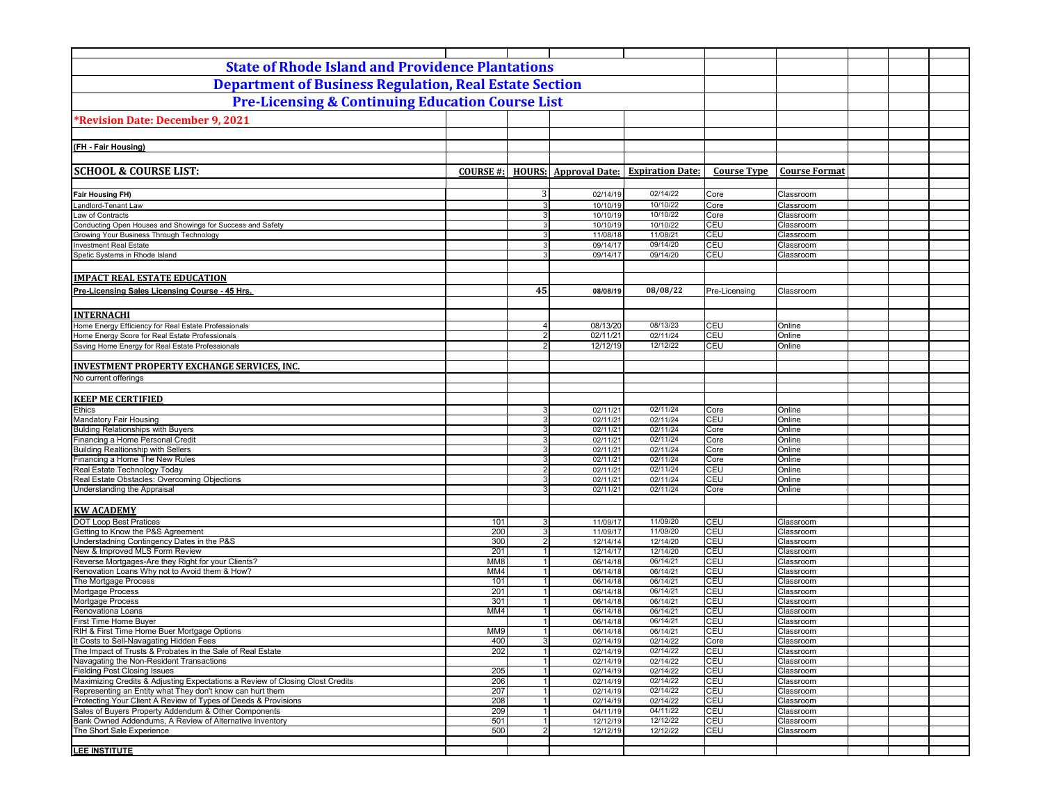# State of Rhode Island and Providence Plantations

## Department of Business Regulation, Real Estate Section

## Pre-Licensing & Continuing Education Course List

***Revision Date: December 9, 2021**

**(FH - Fair Housing)**

| SCHOOL & COURSE LIST: | COURSE #: | HOURS: | Approval Date: | Expiration Date: | Course Type | Course Format |
|---|---|---|---|---|---|---|
| **Fair Housing FH)** | | 3 | 02/14/19 | 02/14/22 | Core | Classroom |
| Landlord-Tenant Law | | 3 | 10/10/19 | 10/10/22 | Core | Classroom |
| Law of Contracts | | 3 | 10/10/19 | 10/10/22 | Core | Classroom |
| Conducting Open Houses and Showings for Success and Safety | | 3 | 10/10/19 | 10/10/22 | CEU | Classroom |
| Growing Your Business Through Technology | | 3 | 11/08/18 | 11/08/21 | CEU | Classroom |
| Investment Real Estate | | 3 | 09/14/17 | 09/14/20 | CEU | Classroom |
| Spetic Systems in Rhode Island | | 3 | 09/14/17 | 09/14/20 | CEU | Classroom |
| **IMPACT REAL ESTATE EDUCATION** | | | | | | |
| **Pre-Licensing Sales Licensing Course - 45 Hrs.** | | **45** | **08/08/19** | **08/08/22** | Pre-Licensing | Classroom |
| **INTERNACHI** | | | | | | |
| Home Energy Efficiency for Real Estate Professionals | | 4 | 08/13/20 | 08/13/23 | CEU | Online |
| Home Energy Score for Real Estate Professionals | | 2 | 02/11/21 | 02/11/24 | CEU | Online |
| Saving Home Energy for Real Estate Professionals | | 2 | 12/12/19 | 12/12/22 | CEU | Online |
| **INVESTMENT PROPERTY EXCHANGE SERVICES, INC.** | | | | | | |
| No current offerings | | | | | | |
| **KEEP ME CERTIFIED** | | | | | | |
| Ethics | | 3 | 02/11/21 | 02/11/24 | Core | Online |
| Mandatory Fair Housing | | 3 | 02/11/21 | 02/11/24 | CEU | Online |
| Bulding Relationships with Buyers | | 3 | 02/11/21 | 02/11/24 | Core | Online |
| Financing a Home Personal Credit | | 3 | 02/11/21 | 02/11/24 | Core | Online |
| Building Realtionship with Sellers | | 3 | 02/11/21 | 02/11/24 | Core | Online |
| Financing a Home The New Rules | | 3 | 02/11/21 | 02/11/24 | Core | Online |
| Real Estate Technology Today | | 2 | 02/11/21 | 02/11/24 | CEU | Online |
| Real Estate Obstacles: Overcoming Objections | | 3 | 02/11/21 | 02/11/24 | CEU | Online |
| Understanding the Appraisal | | 3 | 02/11/21 | 02/11/24 | Core | Online |
| **KW ACADEMY** | | | | | | |
| DOT Loop Best Pratices | 101 | 3 | 11/09/17 | 11/09/20 | CEU | Classroom |
| Getting to Know the P&S Agreement | 200 | 3 | 11/09/17 | 11/09/20 | CEU | Classroom |
| Understadning Contingency Dates in the P&S | 300 | 2 | 12/14/14 | 12/14/20 | CEU | Classroom |
| New & Improved MLS Form Review | 201 | 1 | 12/14/17 | 12/14/20 | CEU | Classroom |
| Reverse Mortgages-Are they Right for your Clients? | MM8 | 1 | 06/14/18 | 06/14/21 | CEU | Classroom |
| Renovation Loans Why not to Avoid them & How? | MM4 | 1 | 06/14/18 | 06/14/21 | CEU | Classroom |
| The Mortgage Process | 101 | 1 | 06/14/18 | 06/14/21 | CEU | Classroom |
| Mortgage Process | 201 | 1 | 06/14/18 | 06/14/21 | CEU | Classroom |
| Mortgage Process | 301 | 1 | 06/14/18 | 06/14/21 | CEU | Classroom |
| Renovationa Loans | MM4 | 1 | 06/14/18 | 06/14/21 | CEU | Classroom |
| First Time Home Buyer | | 1 | 06/14/18 | 06/14/21 | CEU | Classroom |
| RIH & First Time Home Buer Mortgage Options | MM9 | 1 | 06/14/18 | 06/14/21 | CEU | Classroom |
| It Costs to Sell-Navagating Hidden Fees | 400 | 3 | 02/14/19 | 02/14/22 | Core | Classroom |
| The Impact of Trusts & Probates in the Sale of Real Estate | 202 | 1 | 02/14/19 | 02/14/22 | CEU | Classroom |
| Navagating the Non-Resident Transactions | | 1 | 02/14/19 | 02/14/22 | CEU | Classroom |
| Fielding Post Closing Issues | 205 | 1 | 02/14/19 | 02/14/22 | CEU | Classroom |
| Maximizing Credits & Adjusting Expectations a Review of Closing Clost Credits | 206 | 1 | 02/14/19 | 02/14/22 | CEU | Classroom |
| Representing an Entity what They don't know can hurt them | 207 | 1 | 02/14/19 | 02/14/22 | CEU | Classroom |
| Protecting Your Client A Review of Types of Deeds & Provisions | 208 | 1 | 02/14/19 | 02/14/22 | CEU | Classroom |
| Sales of Buyers Property Addendum & Other Components | 209 | 1 | 04/11/19 | 04/11/22 | CEU | Classroom |
| Bank Owned Addendums, A Review of Alternative Inventory | 501 | 1 | 12/12/19 | 12/12/22 | CEU | Classroom |
| The Short Sale Experience | 500 | 2 | 12/12/19 | 12/12/22 | CEU | Classroom |
| **LEE INSTITUTE** | | | | | | |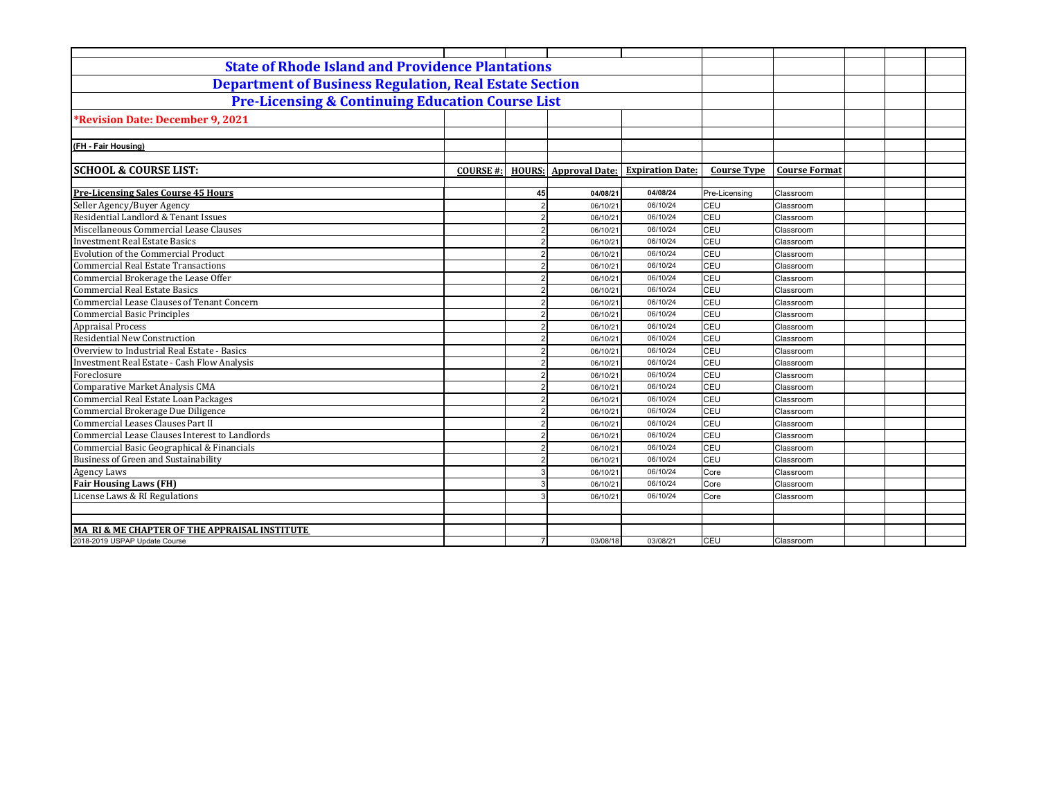## State of Rhode Island and Providence Plantations
## Department of Business Regulation, Real Estate Section
## Pre-Licensing & Continuing Education Course List

**\*Revision Date: December 9, 2021**

**(FH - Fair Housing)**

| SCHOOL & COURSE LIST: | COURSE #: | HOURS: | Approval Date: | Expiration Date: | Course Type | Course Format |
|---|---|---|---|---|---|---|
| **Pre-Licensing Sales Course 45 Hours** | | 45 | 04/08/21 | 04/08/24 | Pre-Licensing | Classroom |
| Seller Agency/Buyer Agency | | 2 | 06/10/21 | 06/10/24 | CEU | Classroom |
| Residential Landlord & Tenant Issues | | 2 | 06/10/21 | 06/10/24 | CEU | Classroom |
| Miscellaneous Commercial Lease Clauses | | 2 | 06/10/21 | 06/10/24 | CEU | Classroom |
| Investment Real Estate Basics | | 2 | 06/10/21 | 06/10/24 | CEU | Classroom |
| Evolution of the Commercial Product | | 2 | 06/10/21 | 06/10/24 | CEU | Classroom |
| Commercial Real Estate Transactions | | 2 | 06/10/21 | 06/10/24 | CEU | Classroom |
| Commercial Brokerage the Lease Offer | | 2 | 06/10/21 | 06/10/24 | CEU | Classroom |
| Commercial Real Estate Basics | | 2 | 06/10/21 | 06/10/24 | CEU | Classroom |
| Commercial Lease Clauses of Tenant Concern | | 2 | 06/10/21 | 06/10/24 | CEU | Classroom |
| Commercial Basic Principles | | 2 | 06/10/21 | 06/10/24 | CEU | Classroom |
| Appraisal Process | | 2 | 06/10/21 | 06/10/24 | CEU | Classroom |
| Residential New Construction | | 2 | 06/10/21 | 06/10/24 | CEU | Classroom |
| Overview to Industrial Real Estate - Basics | | 2 | 06/10/21 | 06/10/24 | CEU | Classroom |
| Investment Real Estate - Cash Flow Analysis | | 2 | 06/10/21 | 06/10/24 | CEU | Classroom |
| Foreclosure | | 2 | 06/10/21 | 06/10/24 | CEU | Classroom |
| Comparative Market Analysis CMA | | 2 | 06/10/21 | 06/10/24 | CEU | Classroom |
| Commercial Real Estate Loan Packages | | 2 | 06/10/21 | 06/10/24 | CEU | Classroom |
| Commercial Brokerage Due Diligence | | 2 | 06/10/21 | 06/10/24 | CEU | Classroom |
| Commercial Leases Clauses Part II | | 2 | 06/10/21 | 06/10/24 | CEU | Classroom |
| Commercial Lease Clauses Interest to Landlords | | 2 | 06/10/21 | 06/10/24 | CEU | Classroom |
| Commercial Basic Geographical & Financials | | 2 | 06/10/21 | 06/10/24 | CEU | Classroom |
| Business of Green and Sustainability | | 2 | 06/10/21 | 06/10/24 | CEU | Classroom |
| Agency Laws | | 3 | 06/10/21 | 06/10/24 | Core | Classroom |
| **Fair Housing Laws (FH)** | | 3 | 06/10/21 | 06/10/24 | Core | Classroom |
| License Laws & RI Regulations | | 3 | 06/10/21 | 06/10/24 | Core | Classroom |
| | | | | | | |
| **MA RI & ME CHAPTER OF THE APPRAISAL INSTITUTE** | | | | | | |
| 2018-2019 USPAP Update Course | | 7 | 03/08/18 | 03/08/21 | CEU | Classroom |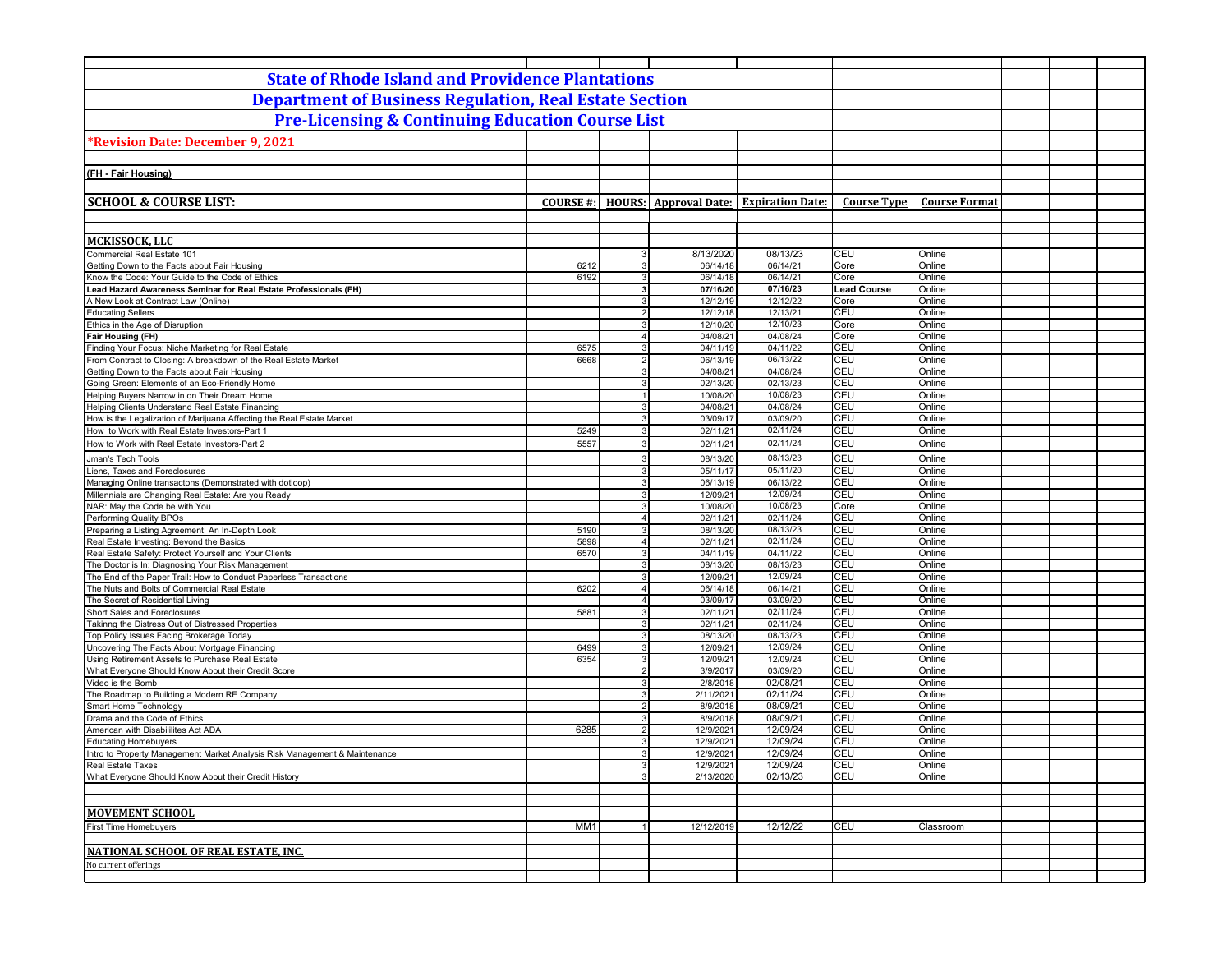# State of Rhode Island and Providence Plantations

## Department of Business Regulation, Real Estate Section

## Pre-Licensing & Continuing Education Course List

**\*Revision Date: December 9, 2021**

**(FH - Fair Housing)**

| SCHOOL & COURSE LIST: | COURSE #: | HOURS: | Approval Date: | Expiration Date: | Course Type | Course Format |
|---|---|---|---|---|---|---|
| **MCKISSOCK, LLC** | | | | | | |
| Commercial Real Estate 101 | | 3 | 8/13/2020 | 08/13/23 | CEU | Online |
| Getting Down to the Facts about Fair Housing | 6212 | 3 | 06/14/18 | 06/14/21 | Core | Online |
| Know the Code: Your Guide to the Code of Ethics | 6192 | 3 | 06/14/18 | 06/14/21 | Core | Online |
| **Lead Hazard Awareness Seminar for Real Estate Professionals (FH)** | | **3** | **07/16/20** | **07/16/23** | **Lead Course** | Online |
| A New Look at Contract Law (Online) | | 3 | 12/12/19 | 12/12/22 | Core | Online |
| Educating Sellers | | 2 | 12/12/18 | 12/13/21 | CEU | Online |
| Ethics in the Age of Disruption | | 3 | 12/10/20 | 12/10/23 | Core | Online |
| **Fair Housing (FH)** | | 4 | 04/08/21 | 04/08/24 | Core | Online |
| Finding Your Focus: Niche Marketing for Real Estate | 6575 | 3 | 04/11/19 | 04/11/22 | CEU | Online |
| From Contract to Closing: A breakdown of the Real Estate Market | 6668 | 2 | 06/13/19 | 06/13/22 | CEU | Online |
| Getting Down to the Facts about Fair Housing | | 3 | 04/08/21 | 04/08/24 | CEU | Online |
| Going Green: Elements of an Eco-Friendly Home | | 3 | 02/13/20 | 02/13/23 | CEU | Online |
| Helping Buyers Narrow in on Their Dream Home | | 1 | 10/08/20 | 10/08/23 | CEU | Online |
| Helping Clients Understand Real Estate Financing | | 3 | 04/08/21 | 04/08/24 | CEU | Online |
| How is the Legalization of Marijuana Affecting the Real Estate Market | | 3 | 03/09/17 | 03/09/20 | CEU | Online |
| How to Work with Real Estate Investors-Part 1 | 5249 | 3 | 02/11/21 | 02/11/24 | CEU | Online |
| How to Work with Real Estate Investors-Part 2 | 5557 | 3 | 02/11/21 | 02/11/24 | CEU | Online |
| Jman's Tech Tools | | 3 | 08/13/20 | 08/13/23 | CEU | Online |
| Liens, Taxes and Foreclosures | | 3 | 05/11/17 | 05/11/20 | CEU | Online |
| Managing Online transactons (Demonstrated with dotloop) | | 3 | 06/13/19 | 06/13/22 | CEU | Online |
| Millennials are Changing Real Estate: Are you Ready | | 3 | 12/09/21 | 12/09/24 | CEU | Online |
| NAR: May the Code be with You | | 3 | 10/08/20 | 10/08/23 | Core | Online |
| Performing Quality BPOs | | 4 | 02/11/21 | 02/11/24 | CEU | Online |
| Preparing a Listing Agreement: An In-Depth Look | 5190 | 3 | 08/13/20 | 08/13/23 | CEU | Online |
| Real Estate Investing: Beyond the Basics | 5898 | 4 | 02/11/21 | 02/11/24 | CEU | Online |
| Real Estate Safety: Protect Yourself and Your Clients | 6570 | 3 | 04/11/19 | 04/11/22 | CEU | Online |
| The Doctor is In: Diagnosing Your Risk Management | | 3 | 08/13/20 | 08/13/23 | CEU | Online |
| The End of the Paper Trail: How to Conduct Paperless Transactions | | 3 | 12/09/21 | 12/09/24 | CEU | Online |
| The Nuts and Bolts of Commercial Real Estate | 6202 | 4 | 06/14/18 | 06/14/21 | CEU | Online |
| The Secret of Residential Living | | 4 | 03/09/17 | 03/09/20 | CEU | Online |
| Short Sales and Foreclosures | 5881 | 3 | 02/11/21 | 02/11/24 | CEU | Online |
| Takinng the Distress Out of Distressed Properties | | 3 | 02/11/21 | 02/11/24 | CEU | Online |
| Top Policy Issues Facing Brokerage Today | | 3 | 08/13/20 | 08/13/23 | CEU | Online |
| Uncovering The Facts About Mortgage Financing | 6499 | 3 | 12/09/21 | 12/09/24 | CEU | Online |
| Using Retirement Assets to Purchase Real Estate | 6354 | 3 | 12/09/21 | 12/09/24 | CEU | Online |
| What Everyone Should Know About their Credit Score | | 2 | 3/9/2017 | 03/09/20 | CEU | Online |
| Video is the Bomb | | 3 | 2/8/2018 | 02/08/21 | CEU | Online |
| The Roadmap to Building a Modern RE Company | | 3 | 2/11/2021 | 02/11/24 | CEU | Online |
| Smart Home Technology | | 2 | 8/9/2018 | 08/09/21 | CEU | Online |
| Drama and the Code of Ethics | | 3 | 8/9/2018 | 08/09/21 | CEU | Online |
| American with Disabililites Act ADA | 6285 | 2 | 12/9/2021 | 12/09/24 | CEU | Online |
| Educating Homebuyers | | 3 | 12/9/2021 | 12/09/24 | CEU | Online |
| Intro to Property Management Market Analysis Risk Management & Maintenance | | 3 | 12/9/2021 | 12/09/24 | CEU | Online |
| Real Estate Taxes | | 3 | 12/9/2021 | 12/09/24 | CEU | Online |
| What Everyone Should Know About their Credit History | | 3 | 2/13/2020 | 02/13/23 | CEU | Online |
| **MOVEMENT SCHOOL** | | | | | | |
| First Time Homebuyers | MM1 | 1 | 12/12/2019 | 12/12/22 | CEU | Classroom |
| **NATIONAL SCHOOL OF REAL ESTATE, INC.** | | | | | | |
| No current offerings | | | | | | |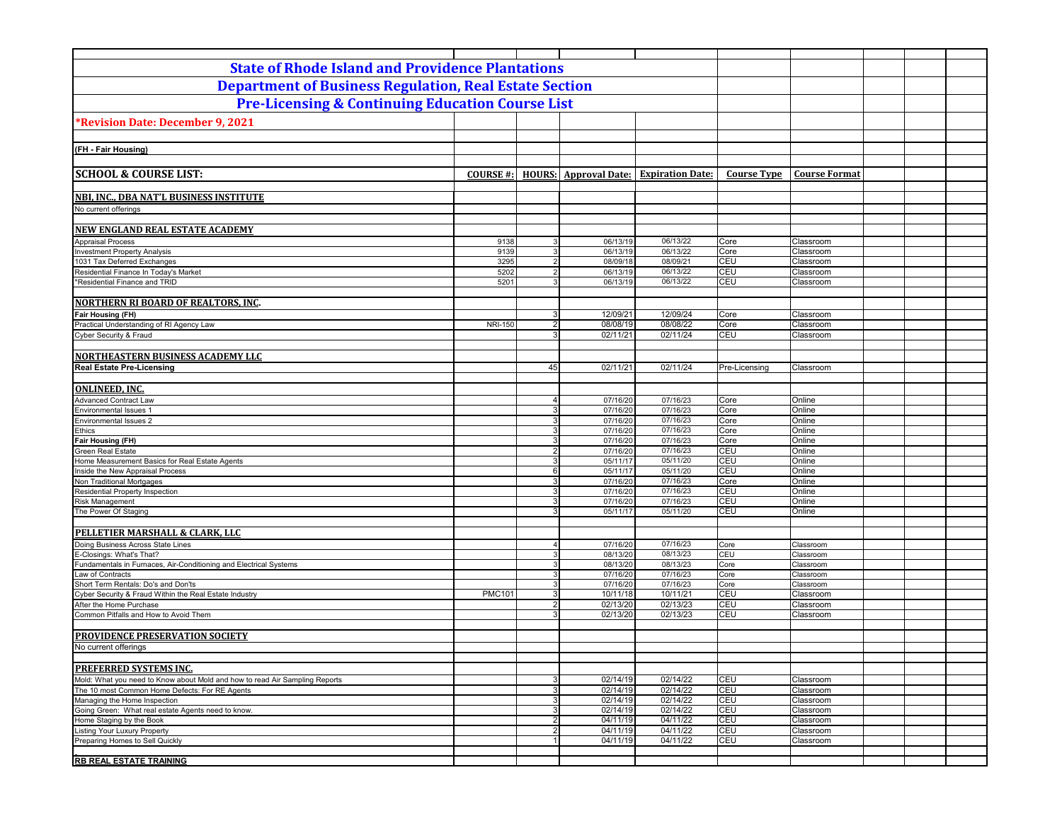# State of Rhode Island and Providence Plantations

## Department of Business Regulation, Real Estate Section

## Pre-Licensing & Continuing Education Course List

***Revision Date: December 9, 2021**

**(FH - Fair Housing)**

| SCHOOL & COURSE LIST: | COURSE #: | HOURS: | Approval Date: | Expiration Date: | Course Type | Course Format |
|---|---|---|---|---|---|---|
| **NBI, INC., DBA NAT'L BUSINESS INSTITUTE** | | | | | | |
| No current offerings | | | | | | |
| **NEW ENGLAND REAL ESTATE ACADEMY** | | | | | | |
| Appraisal Process | 9138 | 3 | 06/13/19 | 06/13/22 | Core | Classroom |
| Investment Property Analysis | 9139 | 3 | 06/13/19 | 06/13/22 | Core | Classroom |
| 1031 Tax Deferred Exchanges | 3295 | 2 | 08/09/18 | 08/09/21 | CEU | Classroom |
| Residential Finance In Today's Market | 5202 | 2 | 06/13/19 | 06/13/22 | CEU | Classroom |
| *Residential Finance and TRID | 5201 | 3 | 06/13/19 | 06/13/22 | CEU | Classroom |
| **NORTHERN RI BOARD OF REALTORS, INC.** | | | | | | |
| **Fair Housing (FH)** | | 3 | 12/09/21 | 12/09/24 | Core | Classroom |
| Practical Understanding of RI Agency Law | NRI-150 | 2 | 08/08/19 | 08/08/22 | Core | Classroom |
| Cyber Security & Fraud | | 3 | 02/11/21 | 02/11/24 | CEU | Classroom |
| **NORTHEASTERN BUSINESS ACADEMY LLC** | | | | | | |
| **Real Estate Pre-Licensing** | | 45 | 02/11/21 | 02/11/24 | Pre-Licensing | Classroom |
| **ONLINEED, INC.** | | | | | | |
| Advanced Contract Law | | 4 | 07/16/20 | 07/16/23 | Core | Online |
| Environmental Issues 1 | | 3 | 07/16/20 | 07/16/23 | Core | Online |
| Environmental Issues 2 | | 3 | 07/16/20 | 07/16/23 | Core | Online |
| Ethics | | 3 | 07/16/20 | 07/16/23 | Core | Online |
| **Fair Housing (FH)** | | 3 | 07/16/20 | 07/16/23 | Core | Online |
| Green Real Estate | | 2 | 07/16/20 | 07/16/23 | CEU | Online |
| Home Measurement Basics for Real Estate Agents | | 3 | 05/11/17 | 05/11/20 | CEU | Online |
| Inside the New Appraisal Process | | 6 | 05/11/17 | 05/11/20 | CEU | Online |
| Non Traditional Mortgages | | 3 | 07/16/20 | 07/16/23 | Core | Online |
| Residential Property Inspection | | 3 | 07/16/20 | 07/16/23 | CEU | Online |
| Risk Management | | 3 | 07/16/20 | 07/16/23 | CEU | Online |
| The Power Of Staging | | 3 | 05/11/17 | 05/11/20 | CEU | Online |
| **PELLETIER MARSHALL & CLARK, LLC** | | | | | | |
| Doing Business Across State Lines | | 4 | 07/16/20 | 07/16/23 | Core | Classroom |
| E-Closings: What's That? | | 3 | 08/13/20 | 08/13/23 | CEU | Classroom |
| Fundamentals in Furnaces, Air-Conditioning and Electrical Systems | | 3 | 08/13/20 | 08/13/23 | Core | Classroom |
| Law of Contracts | | 3 | 07/16/20 | 07/16/23 | Core | Classroom |
| Short Term Rentals: Do's and Don'ts | | 3 | 07/16/20 | 07/16/23 | Core | Classroom |
| Cyber Security & Fraud Within the Real Estate Industry | PMC101 | 3 | 10/11/18 | 10/11/21 | CEU | Classroom |
| After the Home Purchase | | 2 | 02/13/20 | 02/13/23 | CEU | Classroom |
| Common Pitfalls and How to Avoid Them | | 3 | 02/13/20 | 02/13/23 | CEU | Classroom |
| **PROVIDENCE PRESERVATION SOCIETY** | | | | | | |
| No current offerings | | | | | | |
| **PREFERRED SYSTEMS INC.** | | | | | | |
| Mold: What you need to Know about Mold and how to read Air Sampling Reports | | 3 | 02/14/19 | 02/14/22 | CEU | Classroom |
| The 10 most Common Home Defects: For RE Agents | | 3 | 02/14/19 | 02/14/22 | CEU | Classroom |
| Managing the Home Inspection | | 3 | 02/14/19 | 02/14/22 | CEU | Classroom |
| Going Green: What real estate Agents need to know. | | 3 | 02/14/19 | 02/14/22 | CEU | Classroom |
| Home Staging by the Book | | 2 | 04/11/19 | 04/11/22 | CEU | Classroom |
| Listing Your Luxury Property | | 2 | 04/11/19 | 04/11/22 | CEU | Classroom |
| Preparing Homes to Sell Quickly | | 1 | 04/11/19 | 04/11/22 | CEU | Classroom |
| **RB REAL ESTATE TRAINING** | | | | | | |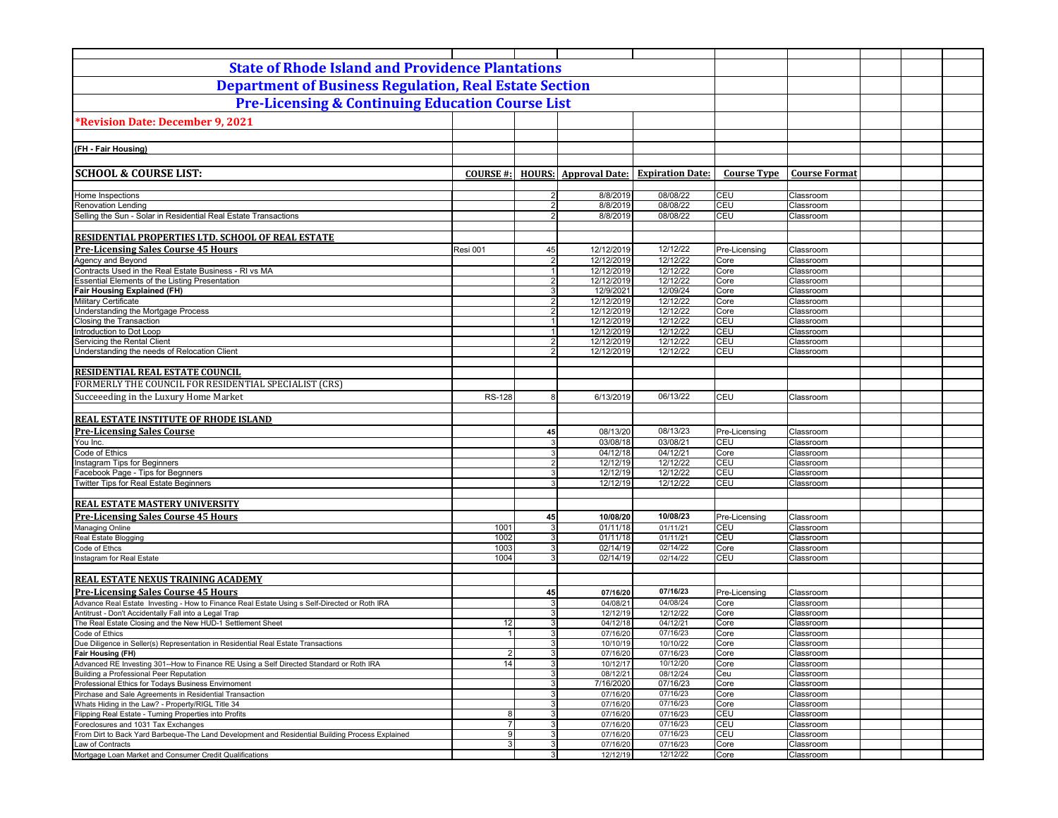# State of Rhode Island and Providence Plantations

## Department of Business Regulation, Real Estate Section

## Pre-Licensing & Continuing Education Course List

**\*Revision Date: December 9, 2021**

**(FH - Fair Housing)**

| SCHOOL & COURSE LIST: | COURSE #: | HOURS: | Approval Date: | Expiration Date: | Course Type | Course Format |
|---|---|---|---|---|---|---|
| Home Inspections | | 2 | 8/8/2019 | 08/08/22 | CEU | Classroom |
| Renovation Lending | | 2 | 8/8/2019 | 08/08/22 | CEU | Classroom |
| Selling the Sun - Solar in Residential Real Estate Transactions | | 2 | 8/8/2019 | 08/08/22 | CEU | Classroom |
| **RESIDENTIAL PROPERTIES LTD. SCHOOL OF REAL ESTATE** | | | | | | |
| **Pre-Licensing Sales Course 45 Hours** | Resi 001 | 45 | 12/12/2019 | 12/12/22 | Pre-Licensing | Classroom |
| Agency and Beyond | | 2 | 12/12/2019 | 12/12/22 | Core | Classroom |
| Contracts Used in the Real Estate Business - RI vs MA | | 1 | 12/12/2019 | 12/12/22 | Core | Classroom |
| Essential Elements of the Listing Presentation | | 2 | 12/12/2019 | 12/12/22 | Core | Classroom |
| **Fair Housing Explained (FH)** | | 3 | 12/9/2021 | 12/09/24 | Core | Classroom |
| Military Certificate | | 2 | 12/12/2019 | 12/12/22 | Core | Classroom |
| Understanding the Mortgage Process | | 2 | 12/12/2019 | 12/12/22 | Core | Classroom |
| Closing the Transaction | | 1 | 12/12/2019 | 12/12/22 | CEU | Classroom |
| Introduction to Dot Loop | | 1 | 12/12/2019 | 12/12/22 | CEU | Classroom |
| Servicing the Rental Client | | 2 | 12/12/2019 | 12/12/22 | CEU | Classroom |
| Understanding the needs of Relocation Client | | 2 | 12/12/2019 | 12/12/22 | CEU | Classroom |
| **RESIDENTIAL REAL ESTATE COUNCIL** | | | | | | |
| FORMERLY THE COUNCIL FOR RESIDENTIAL SPECIALIST (CRS) | | | | | | |
| Succeeeding in the Luxury Home Market | RS-128 | 8 | 6/13/2019 | 06/13/22 | CEU | Classroom |
| **REAL ESTATE INSTITUTE OF RHODE ISLAND** | | | | | | |
| **Pre-Licensing Sales Course** | | 45 | 08/13/20 | 08/13/23 | Pre-Licensing | Classroom |
| You Inc. | | 3 | 03/08/18 | 03/08/21 | CEU | Classroom |
| Code of Ethics | | 3 | 04/12/18 | 04/12/21 | Core | Classroom |
| Instagram Tips for Beginners | | 2 | 12/12/19 | 12/12/22 | CEU | Classroom |
| Facebook Page - Tips for Begnners | | 3 | 12/12/19 | 12/12/22 | CEU | Classroom |
| Twitter Tips for Real Estate Beginners | | 3 | 12/12/19 | 12/12/22 | CEU | Classroom |
| **REAL ESTATE MASTERY UNIVERSITY** | | | | | | |
| **Pre-Licensing Sales Course 45 Hours** | | 45 | 10/08/20 | 10/08/23 | Pre-Licensing | Classroom |
| Managing Online | 1001 | 3 | 01/11/18 | 01/11/21 | CEU | Classroom |
| Real Estate Blogging | 1002 | 3 | 01/11/18 | 01/11/21 | CEU | Classroom |
| Code of Ethcs | 1003 | 3 | 02/14/19 | 02/14/22 | Core | Classroom |
| Instagram for Real Estate | 1004 | 3 | 02/14/19 | 02/14/22 | CEU | Classroom |
| **REAL ESTATE NEXUS TRAINING ACADEMY** | | | | | | |
| **Pre-Licensing Sales Course 45 Hours** | | 45 | 07/16/20 | 07/16/23 | Pre-Licensing | Classroom |
| Advance Real Estate Investing - How to Finance Real Estate Using s Self-Directed or Roth IRA | | 3 | 04/08/21 | 04/08/24 | Core | Classroom |
| Antitrust - Don't Accidentally Fall into a Legal Trap | | 3 | 12/12/19 | 12/12/22 | Core | Classroom |
| The Real Estate Closing and the New HUD-1 Settlement Sheet | 12 | 3 | 04/12/18 | 04/12/21 | Core | Classroom |
| Code of Ethics | 1 | 3 | 07/16/20 | 07/16/23 | Core | Classroom |
| Due Diligence in Seller(s) Representation in Residential Real Estate Transactions | | 3 | 10/10/19 | 10/10/22 | Core | Classroom |
| **Fair Housing (FH)** | 2 | 3 | 07/16/20 | 07/16/23 | Core | Classroom |
| Advanced RE Investing 301--How to Finance RE Using a Self Directed Standard or Roth IRA | 14 | 3 | 10/12/17 | 10/12/20 | Core | Classroom |
| Building a Professional Peer Reputation | | 3 | 08/12/21 | 08/12/24 | Ceu | Classroom |
| Professional Ethics for Todays Business Envirnoment | | 3 | 7/16/2020 | 07/16/23 | Core | Classroom |
| Pirchase and Sale Agreements in Residential Transaction | | 3 | 07/16/20 | 07/16/23 | Core | Classroom |
| Whats Hiding in the Law? - Property/RIGL Title 34 | | 3 | 07/16/20 | 07/16/23 | Core | Classroom |
| Flipping Real Estate - Turning Properties into Profits | 8 | 3 | 07/16/20 | 07/16/23 | CEU | Classroom |
| Foreclosures and 1031 Tax Exchanges | 7 | 3 | 07/16/20 | 07/16/23 | CEU | Classroom |
| From Dirt to Back Yard Barbeque-The Land Development and Residential Building Process Explained | 9 | 3 | 07/16/20 | 07/16/23 | CEU | Classroom |
| Law of Contracts | 3 | 3 | 07/16/20 | 07/16/23 | Core | Classroom |
| Mortgage Loan Market and Consumer Credit Qualifications | | 3 | 12/12/19 | 12/12/22 | Core | Classroom |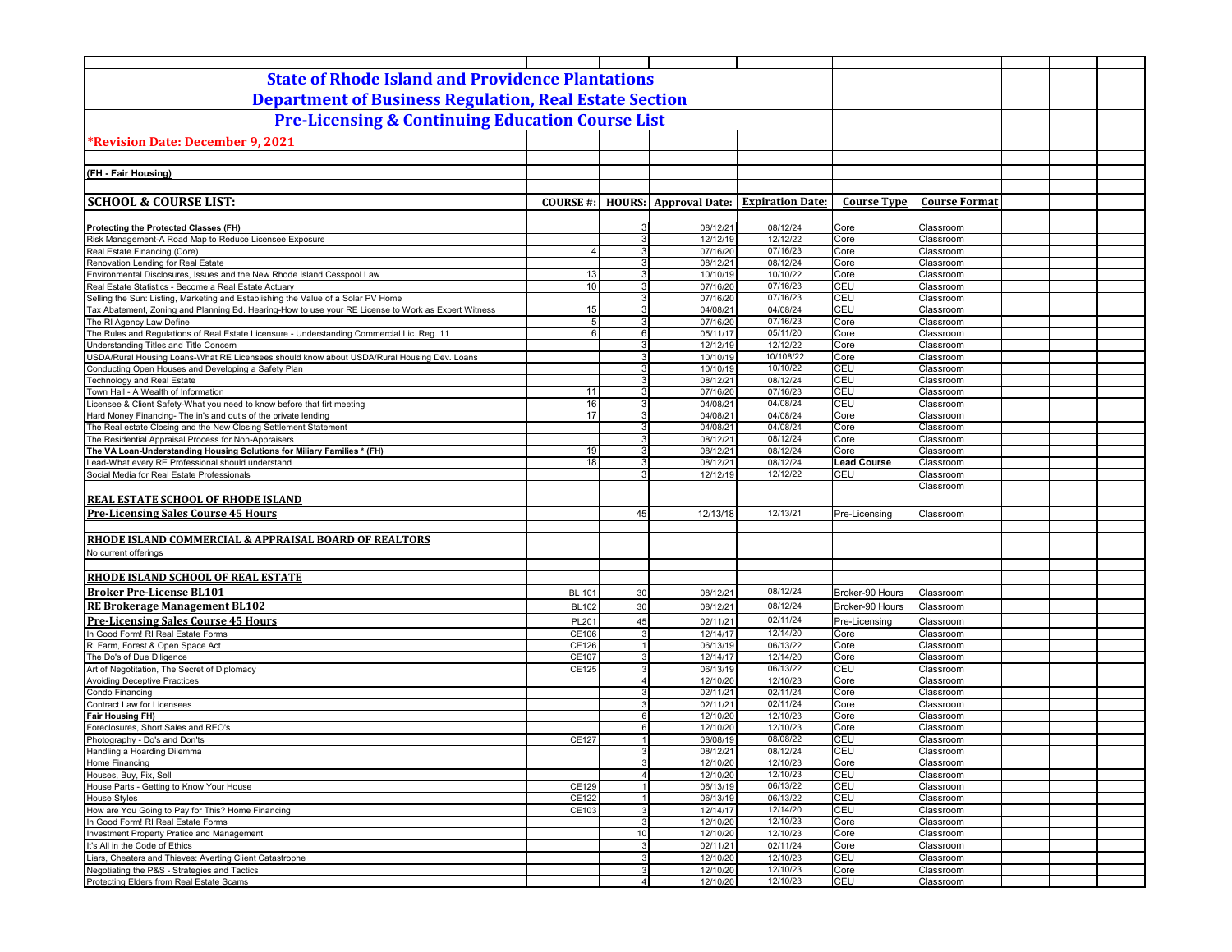# State of Rhode Island and Providence Plantations

## Department of Business Regulation, Real Estate Section

## Pre-Licensing & Continuing Education Course List

**\*Revision Date: December 9, 2021**

**(FH - Fair Housing)**

| SCHOOL & COURSE LIST: | COURSE #: | HOURS: | Approval Date: | Expiration Date: | Course Type | Course Format |
|---|---|---|---|---|---|---|
| **Protecting the Protected Classes (FH)** | | 3 | 08/12/21 | 08/12/24 | Core | Classroom |
| Risk Management-A Road Map to Reduce Licensee Exposure | | 3 | 12/12/19 | 12/12/22 | Core | Classroom |
| Real Estate Financing (Core) | 4 | 3 | 07/16/20 | 07/16/23 | Core | Classroom |
| Renovation Lending for Real Estate | | 3 | 08/12/21 | 08/12/24 | Core | Classroom |
| Environmental Disclosures, Issues and the New Rhode Island Cesspool Law | 13 | 3 | 10/10/19 | 10/10/22 | Core | Classroom |
| Real Estate Statistics - Become a Real Estate Actuary | 10 | 3 | 07/16/20 | 07/16/23 | CEU | Classroom |
| Selling the Sun: Listing, Marketing and Establishing the Value of a Solar PV Home | | 3 | 07/16/20 | 07/16/23 | CEU | Classroom |
| Tax Abatement, Zoning and Planning Bd. Hearing-How to use your RE License to Work as Expert Witness | 15 | 3 | 04/08/21 | 04/08/24 | CEU | Classroom |
| The RI Agency Law Define | 5 | 3 | 07/16/20 | 07/16/23 | Core | Classroom |
| The Rules and Regulations of Real Estate Licensure - Understanding Commercial Lic. Reg. 11 | 6 | 6 | 05/11/17 | 05/11/20 | Core | Classroom |
| Understanding Titles and Title Concern | | 3 | 12/12/19 | 12/12/22 | Core | Classroom |
| USDA/Rural Housing Loans-What RE Licensees should know about USDA/Rural Housing Dev. Loans | | 3 | 10/10/19 | 10/108/22 | Core | Classroom |
| Conducting Open Houses and Developing a Safety Plan | | 3 | 10/10/19 | 10/10/22 | CEU | Classroom |
| Technology and Real Estate | | 3 | 08/12/21 | 08/12/24 | CEU | Classroom |
| Town Hall - A Wealth of Information | 11 | 3 | 07/16/20 | 07/16/23 | CEU | Classroom |
| Licensee & Client Safety-What you need to know before that firt meeting | 16 | 3 | 04/08/21 | 04/08/24 | CEU | Classroom |
| Hard Money Financing- The in's and out's of the private lending | 17 | 3 | 04/08/21 | 04/08/24 | Core | Classroom |
| The Real estate Closing and the New Closing Settlement Statement | | 3 | 04/08/21 | 04/08/24 | Core | Classroom |
| The Residential Appraisal Process for Non-Appraisers | | 3 | 08/12/21 | 08/12/24 | Core | Classroom |
| **The VA Loan-Understanding Housing Solutions for Miliary Families \* (FH)** | 19 | 3 | 08/12/21 | 08/12/24 | Core | Classroom |
| Lead-What every RE Professional should understand | 18 | 3 | 08/12/21 | 08/12/24 | **Lead Course** | Classroom |
| Social Media for Real Estate Professionals | | 3 | 12/12/19 | 12/12/22 | CEU | Classroom |
| | | | | | | Classroom |
| **REAL ESTATE SCHOOL OF RHODE ISLAND** | | | | | | |
| **Pre-Licensing Sales Course 45 Hours** | | 45 | 12/13/18 | 12/13/21 | Pre-Licensing | Classroom |
| | | | | | | |
| **RHODE ISLAND COMMERCIAL & APPRAISAL BOARD OF REALTORS** | | | | | | |
| No current offerings | | | | | | |
| | | | | | | |
| **RHODE ISLAND SCHOOL OF REAL ESTATE** | | | | | | |
| **Broker Pre-License BL101** | BL 101 | 30 | 08/12/21 | 08/12/24 | Broker-90 Hours | Classroom |
| **RE Brokerage Management BL102** | BL102 | 30 | 08/12/21 | 08/12/24 | Broker-90 Hours | Classroom |
| **Pre-Licensing Sales Course 45 Hours** | PL201 | 45 | 02/11/21 | 02/11/24 | Pre-Licensing | Classroom |
| In Good Form! RI Real Estate Forms | CE106 | 3 | 12/14/17 | 12/14/20 | Core | Classroom |
| RI Farm, Forest & Open Space Act | CE126 | 1 | 06/13/19 | 06/13/22 | Core | Classroom |
| The Do's of Due Diligence | CE107 | 3 | 12/14/17 | 12/14/20 | Core | Classroom |
| Art of Negotitation, The Secret of Diplomacy | CE125 | 3 | 06/13/19 | 06/13/22 | CEU | Classroom |
| Avoiding Deceptive Practices | | 4 | 12/10/20 | 12/10/23 | Core | Classroom |
| Condo Financing | | 3 | 02/11/21 | 02/11/24 | Core | Classroom |
| Contract Law for Licensees | | 3 | 02/11/21 | 02/11/24 | Core | Classroom |
| **Fair Housing FH)** | | 6 | 12/10/20 | 12/10/23 | Core | Classroom |
| Foreclosures, Short Sales and REO's | | 6 | 12/10/20 | 12/10/23 | Core | Classroom |
| Photography - Do's and Don'ts | CE127 | 1 | 08/08/19 | 08/08/22 | CEU | Classroom |
| Handling a Hoarding Dilemma | | 3 | 08/12/21 | 08/12/24 | CEU | Classroom |
| Home Financing | | 3 | 12/10/20 | 12/10/23 | Core | Classroom |
| Houses, Buy, Fix, Sell | | 4 | 12/10/20 | 12/10/23 | CEU | Classroom |
| House Parts - Getting to Know Your House | CE129 | 1 | 06/13/19 | 06/13/22 | CEU | Classroom |
| House Styles | CE122 | 1 | 06/13/19 | 06/13/22 | CEU | Classroom |
| How are You Going to Pay for This? Home Financing | CE103 | 3 | 12/14/17 | 12/14/20 | CEU | Classroom |
| In Good Form! RI Real Estate Forms | | 3 | 12/10/20 | 12/10/23 | Core | Classroom |
| Investment Property Pratice and Management | | 10 | 12/10/20 | 12/10/23 | Core | Classroom |
| It's All in the Code of Ethics | | 3 | 02/11/21 | 02/11/24 | Core | Classroom |
| Liars, Cheaters and Thieves: Averting Client Catastrophe | | 3 | 12/10/20 | 12/10/23 | CEU | Classroom |
| Negotiating the P&S - Strategies and Tactics | | 3 | 12/10/20 | 12/10/23 | Core | Classroom |
| Protecting Elders from Real Estate Scams | | 4 | 12/10/20 | 12/10/23 | CEU | Classroom |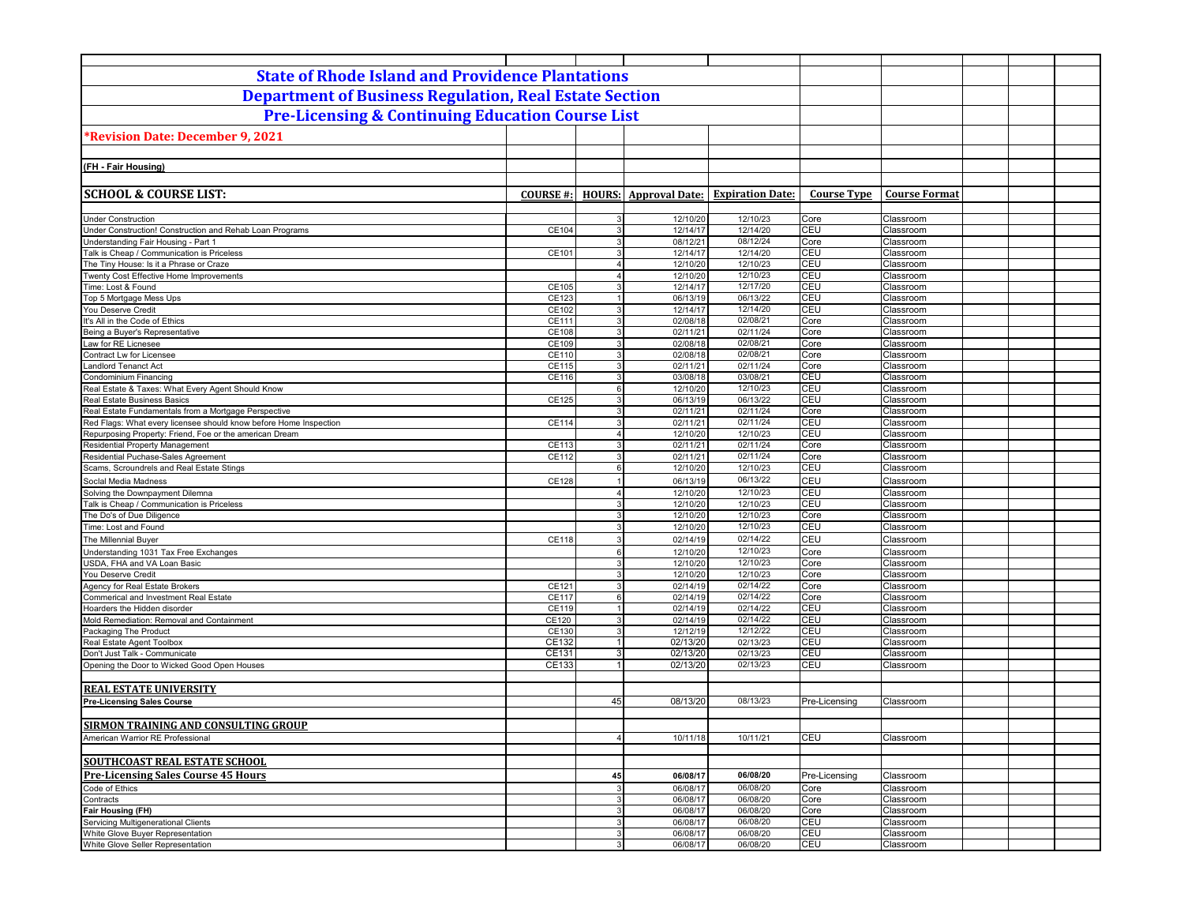# State of Rhode Island and Providence Plantations

## Department of Business Regulation, Real Estate Section

## Pre-Licensing & Continuing Education Course List

**\*Revision Date: December 9, 2021**

**(FH - Fair Housing)**

| SCHOOL & COURSE LIST: | COURSE #: | HOURS: | Approval Date: | Expiration Date: | Course Type | Course Format |
|---|---|---|---|---|---|---|
| Under Construction | | 3 | 12/10/20 | 12/10/23 | Core | Classroom |
| Under Construction! Construction and Rehab Loan Programs | CE104 | 3 | 12/14/17 | 12/14/20 | CEU | Classroom |
| Understanding Fair Housing - Part 1 | | 3 | 08/12/21 | 08/12/24 | Core | Classroom |
| Talk is Cheap / Communication is Priceless | CE101 | 3 | 12/14/17 | 12/14/20 | CEU | Classroom |
| The Tiny House: Is it a Phrase or Craze | | 4 | 12/10/20 | 12/10/23 | CEU | Classroom |
| Twenty Cost Effective Home Improvements | | 4 | 12/10/20 | 12/10/23 | CEU | Classroom |
| Time: Lost & Found | CE105 | 3 | 12/14/17 | 12/17/20 | CEU | Classroom |
| Top 5 Mortgage Mess Ups | CE123 | 1 | 06/13/19 | 06/13/22 | CEU | Classroom |
| You Deserve Credit | CE102 | 3 | 12/14/17 | 12/14/20 | CEU | Classroom |
| It's All in the Code of Ethics | CE111 | 3 | 02/08/18 | 02/08/21 | Core | Classroom |
| Being a Buyer's Representative | CE108 | 3 | 02/11/21 | 02/11/24 | Core | Classroom |
| Law for RE Licnesee | CE109 | 3 | 02/08/18 | 02/08/21 | Core | Classroom |
| Contract Lw for Licensee | CE110 | 3 | 02/08/18 | 02/08/21 | Core | Classroom |
| Landlord Tenanct Act | CE115 | 3 | 02/11/21 | 02/11/24 | Core | Classroom |
| Condominium Financing | CE116 | 3 | 03/08/18 | 03/08/21 | CEU | Classroom |
| Real Estate & Taxes: What Every Agent Should Know | | 6 | 12/10/20 | 12/10/23 | CEU | Classroom |
| Real Estate Business Basics | CE125 | 3 | 06/13/19 | 06/13/22 | CEU | Classroom |
| Real Estate Fundamentals from a Mortgage Perspective | | 3 | 02/11/21 | 02/11/24 | Core | Classroom |
| Red Flags: What every licensee should know before Home Inspection | CE114 | 3 | 02/11/21 | 02/11/24 | CEU | Classroom |
| Repurposing Property: Friend, Foe or the american Dream | | 4 | 12/10/20 | 12/10/23 | CEU | Classroom |
| Residential Property Management | CE113 | 3 | 02/11/21 | 02/11/24 | Core | Classroom |
| Residential Puchase-Sales Agreement | CE112 | 3 | 02/11/21 | 02/11/24 | Core | Classroom |
| Scams, Scroundrels and Real Estate Stings | | 6 | 12/10/20 | 12/10/23 | CEU | Classroom |
| Social Media Madness | CE128 | 1 | 06/13/19 | 06/13/22 | CEU | Classroom |
| Solving the Downpayment Dilemna | | 4 | 12/10/20 | 12/10/23 | CEU | Classroom |
| Talk is Cheap / Communication is Priceless | | 3 | 12/10/20 | 12/10/23 | CEU | Classroom |
| The Do's of Due Diligence | | 3 | 12/10/20 | 12/10/23 | Core | Classroom |
| Time: Lost and Found | | 3 | 12/10/20 | 12/10/23 | CEU | Classroom |
| The Millennial Buyer | CE118 | 3 | 02/14/19 | 02/14/22 | CEU | Classroom |
| Understanding 1031 Tax Free Exchanges | | 6 | 12/10/20 | 12/10/23 | Core | Classroom |
| USDA, FHA and VA Loan Basic | | 3 | 12/10/20 | 12/10/23 | Core | Classroom |
| You Deserve Credit | | 3 | 12/10/20 | 12/10/23 | Core | Classroom |
| Agency for Real Estate Brokers | CE121 | 3 | 02/14/19 | 02/14/22 | Core | Classroom |
| Commerical and Investment Real Estate | CE117 | 6 | 02/14/19 | 02/14/22 | Core | Classroom |
| Hoarders the Hidden disorder | CE119 | 1 | 02/14/19 | 02/14/22 | CEU | Classroom |
| Mold Remediation: Removal and Containment | CE120 | 3 | 02/14/19 | 02/14/22 | CEU | Classroom |
| Packaging The Product | CE130 | 3 | 12/12/19 | 12/12/22 | CEU | Classroom |
| Real Estate Agent Toolbox | CE132 | 1 | 02/13/20 | 02/13/23 | CEU | Classroom |
| Don't Just Talk - Communicate | CE131 | 3 | 02/13/20 | 02/13/23 | CEU | Classroom |
| Opening the Door to Wicked Good Open Houses | CE133 | 1 | 02/13/20 | 02/13/23 | CEU | Classroom |
| | | | | | | |
| **REAL ESTATE UNIVERSITY** | | | | | | |
| **Pre-Licensing Sales Course** | | 45 | 08/13/20 | 08/13/23 | Pre-Licensing | Classroom |
| | | | | | | |
| **SIRMON TRAINING AND CONSULTING GROUP** | | | | | | |
| American Warrior RE Professional | | 4 | 10/11/18 | 10/11/21 | CEU | Classroom |
| | | | | | | |
| **SOUTHCOAST REAL ESTATE SCHOOL** | | | | | | |
| **Pre-Licensing Sales Course 45 Hours** | | **45** | **06/08/17** | **06/08/20** | Pre-Licensing | Classroom |
| Code of Ethics | | 3 | 06/08/17 | 06/08/20 | Core | Classroom |
| Contracts | | 3 | 06/08/17 | 06/08/20 | Core | Classroom |
| **Fair Housing (FH)** | | 3 | 06/08/17 | 06/08/20 | Core | Classroom |
| Servicing Multigenerational Clients | | 3 | 06/08/17 | 06/08/20 | CEU | Classroom |
| White Glove Buyer Representation | | 3 | 06/08/17 | 06/08/20 | CEU | Classroom |
| White Glove Seller Representation | | 3 | 06/08/17 | 06/08/20 | CEU | Classroom |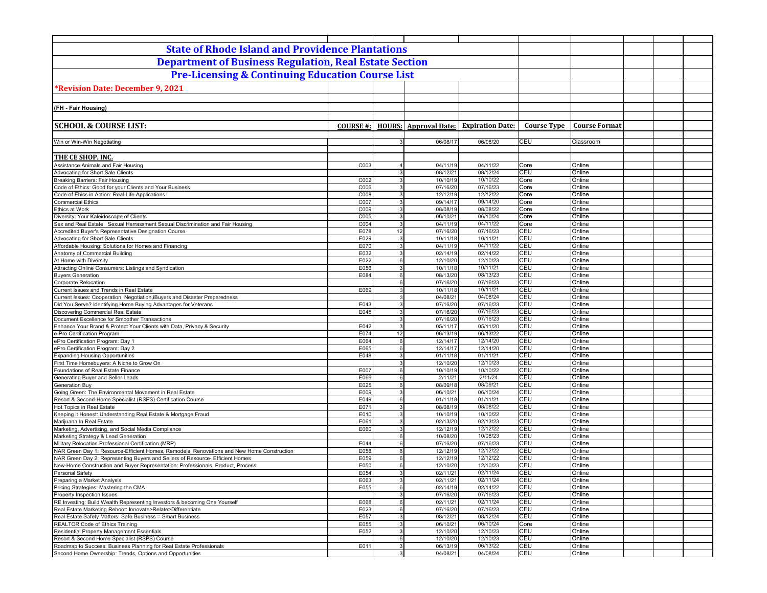# State of Rhode Island and Providence Plantations

## Department of Business Regulation, Real Estate Section

## Pre-Licensing & Continuing Education Course List

**\*Revision Date: December 9, 2021**

**(FH - Fair Housing)**

| SCHOOL & COURSE LIST: | COURSE #: | HOURS: | Approval Date: | Expiration Date: | Course Type | Course Format |
|---|---|---|---|---|---|---|
| Win or Win-Win Negotiating | | 3 | 06/08/17 | 06/08/20 | CEU | Classroom |
| **THE CE SHOP, INC.** | | | | | | |
| Assistance Animals and Fair Housing | C003 | 4 | 04/11/19 | 04/11/22 | Core | Online |
| Advocating for Short Sale Clients | | 3 | 08/12/21 | 08/12/24 | CEU | Online |
| Breaking Barriers: Fair Housing | C002 | 3 | 10/10/19 | 10/10/22 | Core | Online |
| Code of Ethics: Good for your Clients and Your Business | C006 | 3 | 07/16/20 | 07/16/23 | Core | Online |
| Code of Ehics in Action: Real-Life Applications | C008 | 3 | 12/12/19 | 12/12/22 | Core | Online |
| Commercial Ethics | C007 | 3 | 09/14/17 | 09/14/20 | Core | Online |
| Ethics at Work | C009 | 3 | 08/08/19 | 08/08/22 | Core | Online |
| Diversity: Your Kaleidoscope of Clients | C005 | 3 | 06/10/21 | 06/10/24 | Core | Online |
| Sex and Real Estate. Sexual Harrassment Sexual Discrimination and Fair Housing | C004 | 3 | 04/11/19 | 04/11/22 | Core | Online |
| Accredited Buyer's Representative Designation Course | E078 | 12 | 07/16/20 | 07/16/23 | CEU | Online |
| Advocating for Short Sale Clients | E029 | 3 | 10/11/18 | 10/11/21 | CEU | Online |
| Affordable Housing: Solutions for Homes and Financing | E070 | 3 | 04/11/19 | 04/11/22 | CEU | Online |
| Anatomy of Commercial Building | E032 | 3 | 02/14/19 | 02/14/22 | CEU | Online |
| At Home with Diversity | E022 | 6 | 12/10/20 | 12/10/23 | CEU | Online |
| Attracting Online Consumers: Listings and Syndication | E056 | 3 | 10/11/18 | 10/11/21 | CEU | Online |
| Buyers Generation | E084 | 6 | 08/13/20 | 08/13/23 | CEU | Online |
| Corporate Relocation | | 6 | 07/16/20 | 07/16/23 | CEU | Online |
| Current Issues and Trends in Real Estate | E069 | 3 | 10/11/18 | 10/11/21 | CEU | Online |
| Current Issues: Cooperation, Negotiation,iBuyers and Disaster Preparedness | | 3 | 04/08/21 | 04/08/24 | CEU | Online |
| Did You Serve? Identifying Home Buying Advantages for Veterans | E043 | 3 | 07/16/20 | 07/16/23 | CEU | Online |
| Discovering Commercial Real Estate | E045 | 3 | 07/16/20 | 07/16/23 | CEU | Online |
| Document Excellence for Smoother Transactions | | 3 | 07/16/20 | 07/16/23 | CEU | Online |
| Enhance Your Brand & Protect Your Clients with Data, Privacy & Security | E042 | 3 | 05/11/17 | 05/11/20 | CEU | Online |
| e-Pro Certification Program | E074 | 12 | 06/13/19 | 06/13/22 | CEU | Online |
| ePro Certification Program: Day 1 | E064 | 6 | 12/14/17 | 12/14/20 | CEU | Online |
| ePro Certification Program: Day 2 | E065 | 6 | 12/14/17 | 12/14/20 | CEU | Online |
| Expanding Housing Opportunities | E048 | 3 | 01/11/18 | 01/11/21 | CEU | Online |
| First Time Homebuyers: A Niche to Grow On | | 3 | 12/10/20 | 12/10/23 | CEU | Online |
| Foundations of Real Estate Finance | E007 | 6 | 10/10/19 | 10/10/22 | CEU | Online |
| Generating Buyer and Seller Leads | E066 | 6 | 2/11/21 | 2/11/24 | CEU | Online |
| Generation Buy | E025 | 6 | 08/09/18 | 08/09/21 | CEU | Online |
| Going Green: The Environmental Movement in Real Estate | E009 | 3 | 06/10/21 | 06/10/24 | CEU | Online |
| Resort & Second-Home Specialist (RSPS) Certification Course | E049 | 6 | 01/11/18 | 01/11/21 | CEU | Online |
| Hot Topics in Real Estate | E071 | 3 | 08/08/19 | 08/08/22 | CEU | Online |
| Keeping it Honest: Understanding Real Estate & Mortgage Fraud | E010 | 3 | 10/10/19 | 10/10/22 | CEU | Online |
| Marijuana In Real Estate | E061 | 3 | 02/13/20 | 02/13/23 | CEU | Online |
| Marketing, Advertising, and Social Media Compliance | E060 | 3 | 12/12/19 | 12/12/22 | CEU | Online |
| Marketing Strategy & Lead Generation | | 6 | 10/08/20 | 10/08/23 | CEU | Online |
| Military Relocation Professional Certification (MRP) | E044 | 6 | 07/16/20 | 07/16/23 | CEU | Online |
| NAR Green Day 1: Resource-Efficient Homes, Remodels, Renovations and New Home Construction | E058 | 6 | 12/12/19 | 12/12/22 | CEU | Online |
| NAR Green Day 2: Representing Buyers and Sellers of Resource- Efficient Homes | E059 | 6 | 12/12/19 | 12/12/22 | CEU | Online |
| New-Home Construction and Buyer Representation: Professionals, Product, Process | E050 | 6 | 12/10/20 | 12/10/23 | CEU | Online |
| Personal Safety | E054 | 3 | 02/11/21 | 02/11/24 | CEU | Online |
| Preparing a Market Analysis | E063 | 3 | 02/11/21 | 02/11/24 | CEU | Online |
| Pricing Strategies: Mastering the CMA | E055 | 6 | 02/14/19 | 02/14/22 | CEU | Online |
| Property Inspection Issues | | 3 | 07/16/20 | 07/16/23 | CEU | Online |
| RE Investing: Build Wealth Representing Investors & becoming One Yourself | E068 | 6 | 02/11/21 | 02/11/24 | CEU | Online |
| Real Estate Marketing Reboot: Innovate>Relate>Differentiate | E023 | 6 | 07/16/20 | 07/16/23 | CEU | Online |
| Real Estate Safety Matters: Safe Business = Smart Business | E057 | 3 | 08/12/21 | 08/12/24 | CEU | Online |
| REALTOR Code of Ethics Training | E055 | 3 | 06/10/21 | 06/10/24 | Core | Online |
| Residential Property Management Essentials | E052 | 3 | 12/10/20 | 12/10/23 | CEU | Online |
| Resort & Second Home Specialist (RSPS) Course | | 6 | 12/10/20 | 12/10/23 | CEU | Online |
| Roadmap to Success: Business Planning for Real Estate Professionals | E011 | 3 | 06/13/19 | 06/13/22 | CEU | Online |
| Second Home Ownership: Trends, Options and Opportunities | | 3 | 04/08/21 | 04/08/24 | CEU | Online |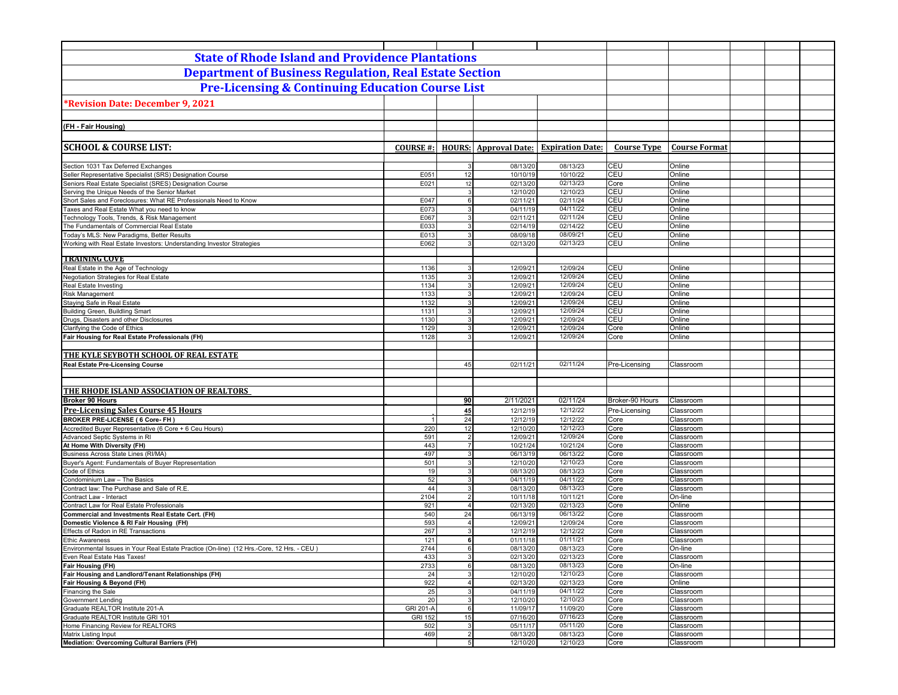# State of Rhode Island and Providence Plantations

## Department of Business Regulation, Real Estate Section

## Pre-Licensing & Continuing Education Course List

**\*Revision Date: December 9, 2021**

**(FH - Fair Housing)**

| SCHOOL & COURSE LIST: | COURSE #: | HOURS: | Approval Date: | Expiration Date: | Course Type | Course Format |
|---|---|---|---|---|---|---|
| Section 1031 Tax Deferred Exchanges | | 3 | 08/13/20 | 08/13/23 | CEU | Online |
| Seller Representative Specialist (SRS) Designation Course | E051 | 12 | 10/10/19 | 10/10/22 | CEU | Online |
| Seniors Real Estate Specialist (SRES) Designation Course | E021 | 12 | 02/13/20 | 02/13/23 | Core | Online |
| Serving the Unique Needs of the Senior Market | | 3 | 12/10/20 | 12/10/23 | CEU | Online |
| Short Sales and Foreclosures: What RE Professionals Need to Know | E047 | 6 | 02/11/21 | 02/11/24 | CEU | Online |
| Taxes and Real Estate What you need to know | E073 | 3 | 04/11/19 | 04/11/22 | CEU | Online |
| Technology Tools, Trends, & Risk Management | E067 | 3 | 02/11/21 | 02/11/24 | CEU | Online |
| The Fundamentals of Commercial Real Estate | E033 | 3 | 02/14/19 | 02/14/22 | CEU | Online |
| Today's MLS: New Paradigms, Better Results | E013 | 3 | 08/09/18 | 08/09/21 | CEU | Online |
| Working with Real Estate Investors: Understanding Investor Strategies | E062 | 3 | 02/13/20 | 02/13/23 | CEU | Online |
| **TRAINING COVE** | | | | | | |
| Real Estate in the Age of Technology | 1136 | 3 | 12/09/21 | 12/09/24 | CEU | Online |
| Negotiation Strategies for Real Estate | 1135 | 3 | 12/09/21 | 12/09/24 | CEU | Online |
| Real Estate Investing | 1134 | 3 | 12/09/21 | 12/09/24 | CEU | Online |
| Risk Management | 1133 | 3 | 12/09/21 | 12/09/24 | CEU | Online |
| Staying Safe in Real Estate | 1132 | 3 | 12/09/21 | 12/09/24 | CEU | Online |
| Building Green, Buildling Smart | 1131 | 3 | 12/09/21 | 12/09/24 | CEU | Online |
| Drugs, Disasters and other Disclosures | 1130 | 3 | 12/09/21 | 12/09/24 | CEU | Online |
| Clarifying the Code of Ethics | 1129 | 3 | 12/09/21 | 12/09/24 | Core | Online |
| **Fair Housing for Real Estate Professionals (FH)** | 1128 | 3 | 12/09/21 | 12/09/24 | Core | Online |
| **THE KYLE SEYBOTH SCHOOL OF REAL ESTATE** | | | | | | |
| **Real Estate Pre-Licensing Course** | | 45 | 02/11/21 | 02/11/24 | Pre-Licensing | Classroom |
| **THE RHODE ISLAND ASSOCIATION OF REALTORS** | | | | | | |
| **Broker 90 Hours** | | 90 | 2/11/2021 | 02/11/24 | Broker-90 Hours | Classroom |
| **Pre-Licensing Sales Course 45 Hours** | | 45 | 12/12/19 | 12/12/22 | Pre-Licensing | Classroom |
| **BROKER PRE-LICENSE ( 6 Core- FH )** | 1 | 24 | 12/12/19 | 12/12/22 | Core | Classroom |
| Accredited Buyer Representative (6 Core + 6 Ceu Hours) | 220 | 12 | 12/10/20 | 12/12/23 | Core | Classroom |
| Advanced Septic Systems in RI | 591 | 2 | 12/09/21 | 12/09/24 | Core | Classroom |
| **At Home With Diversity (FH)** | 443 | 7 | 10/21/24 | 10/21/24 | Core | Classroom |
| Business Across State Lines (RI/MA) | 497 | 3 | 06/13/19 | 06/13/22 | Core | Classroom |
| Buyer's Agent: Fundamentals of Buyer Representation | 501 | 3 | 12/10/20 | 12/10/23 | Core | Classroom |
| Code of Ethics | 19 | 3 | 08/13/20 | 08/13/23 | Core | Classroom |
| Condominium Law – The Basics | 52 | 3 | 04/11/19 | 04/11/22 | Core | Classroom |
| Contract law: The Purchase and Sale of R.E. | 44 | 3 | 08/13/20 | 08/13/23 | Core | Classroom |
| Contract Law - Interact | 2104 | 2 | 10/11/18 | 10/11/21 | Core | On-line |
| Contract Law for Real Estate Professionals | 921 | 4 | 02/13/20 | 02/13/23 | Core | Online |
| **Commercial and Investments Real Estate Cert. (FH)** | 540 | 24 | 06/13/19 | 06/13/22 | Core | Classroom |
| **Domestic Violence & RI Fair Housing (FH)** | 593 | 4 | 12/09/21 | 12/09/24 | Core | Classroom |
| Effects of Radon in RE Transactions | 267 | 3 | 12/12/19 | 12/12/22 | Core | Classroom |
| Ethic Awareness | 121 | 6 | 01/11/18 | 01/11/21 | Core | Classroom |
| Environmental Issues in Your Real Estate Practice (On-line) (12 Hrs.-Core, 12 Hrs. - CEU ) | 2744 | 6 | 08/13/20 | 08/13/23 | Core | On-line |
| Even Real Estate Has Taxes! | 433 | 3 | 02/13/20 | 02/13/23 | Core | Classroom |
| **Fair Housing (FH)** | 2733 | 6 | 08/13/20 | 08/13/23 | Core | On-line |
| **Fair Housing and Landlord/Tenant Relationships (FH)** | 24 | 3 | 12/10/20 | 12/10/23 | Core | Classroom |
| **Fair Housing & Beyond (FH)** | 922 | 4 | 02/13/20 | 02/13/23 | Core | Online |
| Financing the Sale | 25 | 3 | 04/11/19 | 04/11/22 | Core | Classroom |
| Government Lending | 20 | 3 | 12/10/20 | 12/10/23 | Core | Classroom |
| Graduate REALTOR Institute 201-A | GRI 201-A | 6 | 11/09/17 | 11/09/20 | Core | Classroom |
| Graduate REALTOR Institute GRI 101 | GRI 152 | 15 | 07/16/20 | 07/16/23 | Core | Classroom |
| Home Financing Review for REALTORS | 502 | 3 | 05/11/17 | 05/11/20 | Core | Classroom |
| Matrix Listing Input | 469 | 2 | 08/13/20 | 08/13/23 | Core | Classroom |
| **Mediation: Overcoming Cultural Barriers (FH)** | | 5 | 12/10/20 | 12/10/23 | Core | Classroom |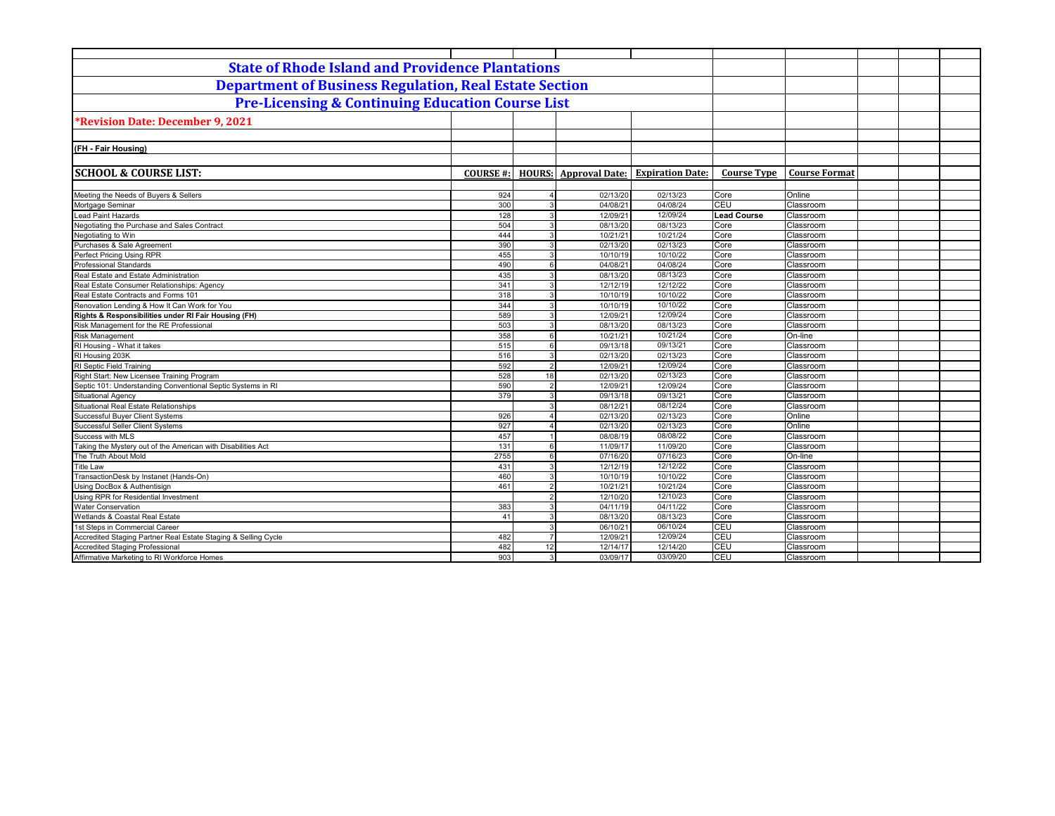# State of Rhode Island and Providence Plantations

## Department of Business Regulation, Real Estate Section

## Pre-Licensing & Continuing Education Course List

**\*Revision Date: December 9, 2021**

**(FH - Fair Housing)**

| SCHOOL & COURSE LIST: | COURSE #: | HOURS: | Approval Date: | Expiration Date: | Course Type | Course Format |
|---|---|---|---|---|---|---|
| Meeting the Needs of Buyers & Sellers | 924 | 4 | 02/13/20 | 02/13/23 | Core | Online |
| Mortgage Seminar | 300 | 3 | 04/08/21 | 04/08/24 | CEU | Classroom |
| Lead Paint Hazards | 128 | 3 | 12/09/21 | 12/09/24 | **Lead Course** | Classroom |
| Negotiating the Purchase and Sales Contract | 504 | 3 | 08/13/20 | 08/13/23 | Core | Classroom |
| Negotiating to Win | 444 | 3 | 10/21/21 | 10/21/24 | Core | Classroom |
| Purchases & Sale Agreement | 390 | 3 | 02/13/20 | 02/13/23 | Core | Classroom |
| Perfect Pricing Using RPR | 455 | 3 | 10/10/19 | 10/10/22 | Core | Classroom |
| Professional Standards | 490 | 6 | 04/08/21 | 04/08/24 | Core | Classroom |
| Real Estate and Estate Administration | 435 | 3 | 08/13/20 | 08/13/23 | Core | Classroom |
| Real Estate Consumer Relationships: Agency | 341 | 3 | 12/12/19 | 12/12/22 | Core | Classroom |
| Real Estate Contracts and Forms 101 | 318 | 3 | 10/10/19 | 10/10/22 | Core | Classroom |
| Renovation Lending & How It Can Work for You | 344 | 3 | 10/10/19 | 10/10/22 | Core | Classroom |
| **Rights & Responsibilities under RI Fair Housing (FH)** | 589 | 3 | 12/09/21 | 12/09/24 | Core | Classroom |
| Risk Management for the RE Professional | 503 | 3 | 08/13/20 | 08/13/23 | Core | Classroom |
| Risk Management | 358 | 6 | 10/21/21 | 10/21/24 | Core | On-line |
| RI Housing - What it takes | 515 | 6 | 09/13/18 | 09/13/21 | Core | Classroom |
| RI Housing 203K | 516 | 3 | 02/13/20 | 02/13/23 | Core | Classroom |
| RI Septic Field Training | 592 | 2 | 12/09/21 | 12/09/24 | Core | Classroom |
| Right Start: New Licensee Training Program | 528 | 18 | 02/13/20 | 02/13/23 | Core | Classroom |
| Septic 101: Understanding Conventional Septic Systems in RI | 590 | 2 | 12/09/21 | 12/09/24 | Core | Classroom |
| Situational Agency | 379 | 3 | 09/13/18 | 09/13/21 | Core | Classroom |
| Situational Real Estate Relationships | | 3 | 08/12/21 | 08/12/24 | Core | Classroom |
| Successful Buyer Client Systems | 926 | 4 | 02/13/20 | 02/13/23 | Core | Online |
| Successful Seller Client Systems | 927 | 4 | 02/13/20 | 02/13/23 | Core | Online |
| Success with MLS | 457 | 1 | 08/08/19 | 08/08/22 | Core | Classroom |
| Taking the Mystery out of the American with Disabilities Act | 131 | 6 | 11/09/17 | 11/09/20 | Core | Classroom |
| The Truth About Mold | 2755 | 6 | 07/16/20 | 07/16/23 | Core | On-line |
| Title Law | 431 | 3 | 12/12/19 | 12/12/22 | Core | Classroom |
| TransactionDesk by Instanet (Hands-On) | 460 | 3 | 10/10/19 | 10/10/22 | Core | Classroom |
| Using DocBox & Authentisign | 461 | 2 | 10/21/21 | 10/21/24 | Core | Classroom |
| Using RPR for Residential Investment | | 2 | 12/10/20 | 12/10/23 | Core | Classroom |
| Water Conservation | 383 | 3 | 04/11/19 | 04/11/22 | Core | Classroom |
| Wetlands & Coastal Real Estate | 41 | 3 | 08/13/20 | 08/13/23 | Core | Classroom |
| 1st Steps in Commercial Career | | 3 | 06/10/21 | 06/10/24 | CEU | Classroom |
| Accredited Staging Partner Real Estate Staging & Selling Cycle | 482 | 7 | 12/09/21 | 12/09/24 | CEU | Classroom |
| Accredited Staging Professional | 482 | 12 | 12/14/17 | 12/14/20 | CEU | Classroom |
| Affirmative Marketing to RI Workforce Homes | 903 | 3 | 03/09/17 | 03/09/20 | CEU | Classroom |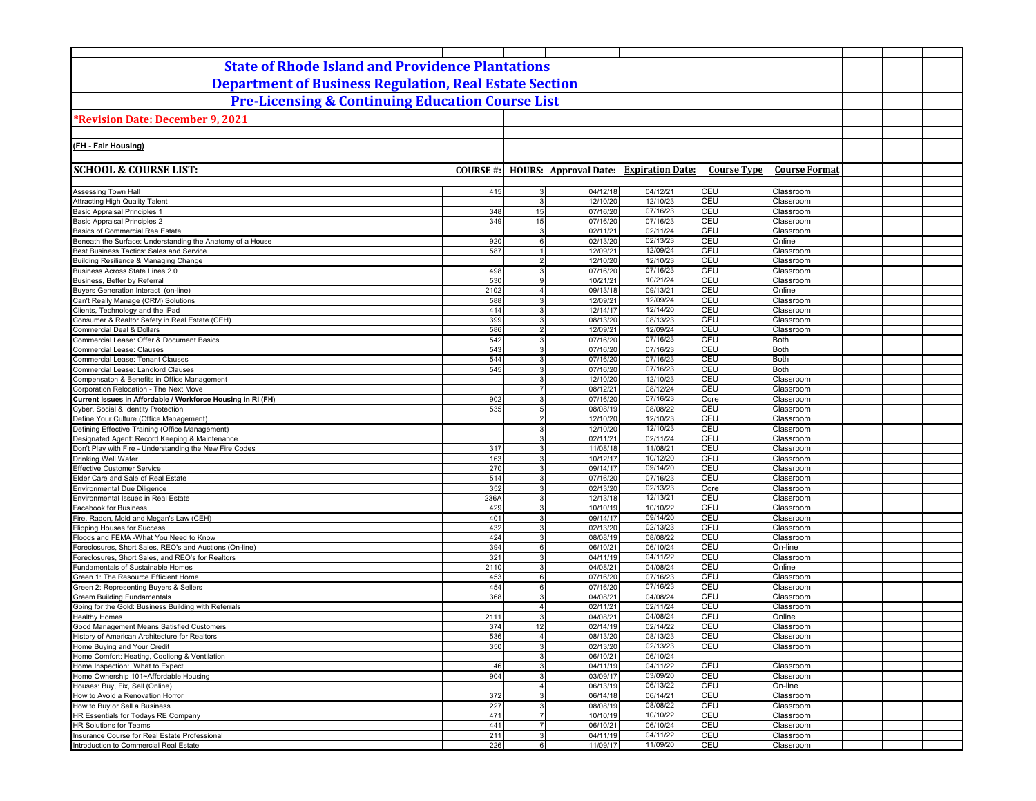# State of Rhode Island and Providence Plantations

## Department of Business Regulation, Real Estate Section

## Pre-Licensing & Continuing Education Course List

**\*Revision Date: December 9, 2021**

**(FH - Fair Housing)**

| SCHOOL & COURSE LIST: | COURSE #: | HOURS: | Approval Date: | Expiration Date: | Course Type | Course Format |
|---|---|---|---|---|---|---|
| Assessing Town Hall | 415 | 3 | 04/12/18 | 04/12/21 | CEU | Classroom |
| Attracting High Quality Talent | | 3 | 12/10/20 | 12/10/23 | CEU | Classroom |
| Basic Appraisal Principles 1 | 348 | 15 | 07/16/20 | 07/16/23 | CEU | Classroom |
| Basic Appraisal Principles 2 | 349 | 15 | 07/16/20 | 07/16/23 | CEU | Classroom |
| Basics of Commercial Rea Estate | | 3 | 02/11/21 | 02/11/24 | CEU | Classroom |
| Beneath the Surface: Understanding the Anatomy of a House | 920 | 6 | 02/13/20 | 02/13/23 | CEU | Online |
| Best Business Tactics: Sales and Service | 587 | 1 | 12/09/21 | 12/09/24 | CEU | Classroom |
| Building Resilience & Managing Change | | 2 | 12/10/20 | 12/10/23 | CEU | Classroom |
| Business Across State Lines 2.0 | 498 | 3 | 07/16/20 | 07/16/23 | CEU | Classroom |
| Business, Better by Referral | 530 | 9 | 10/21/21 | 10/21/24 | CEU | Classroom |
| Buyers Generation Interact (on-line) | 2102 | 4 | 09/13/18 | 09/13/21 | CEU | Online |
| Can't Really Manage (CRM) Solutions | 588 | 3 | 12/09/21 | 12/09/24 | CEU | Classroom |
| Clients, Technology and the iPad | 414 | 3 | 12/14/17 | 12/14/20 | CEU | Classroom |
| Consumer & Realtor Safety in Real Estate (CEH) | 399 | 3 | 08/13/20 | 08/13/23 | CEU | Classroom |
| Commercial Deal & Dollars | 586 | 2 | 12/09/21 | 12/09/24 | CEU | Classroom |
| Commercial Lease: Offer & Document Basics | 542 | 3 | 07/16/20 | 07/16/23 | CEU | Both |
| Commercial Lease: Clauses | 543 | 3 | 07/16/20 | 07/16/23 | CEU | Both |
| Commercial Lease: Tenant Clauses | 544 | 3 | 07/16/20 | 07/16/23 | CEU | Both |
| Commercial Lease: Landlord Clauses | 545 | 3 | 07/16/20 | 07/16/23 | CEU | Both |
| Compensaton & Benefits in Office Management | | 3 | 12/10/20 | 12/10/23 | CEU | Classroom |
| Corporation Relocation - The Next Move | | 7 | 08/12/21 | 08/12/24 | CEU | Classroom |
| **Current Issues in Affordable / Workforce Housing in RI (FH)** | 902 | 3 | 07/16/20 | 07/16/23 | Core | Classroom |
| Cyber, Social & Identity Protection | 535 | 5 | 08/08/19 | 08/08/22 | CEU | Classroom |
| Define Your Culture (Office Management) | | 2 | 12/10/20 | 12/10/23 | CEU | Classroom |
| Defining Effective Training (Office Management) | | 3 | 12/10/20 | 12/10/23 | CEU | Classroom |
| Designated Agent: Record Keeping & Maintenance | | 3 | 02/11/21 | 02/11/24 | CEU | Classroom |
| Don't Play with Fire - Understanding the New Fire Codes | 317 | 3 | 11/08/18 | 11/08/21 | CEU | Classroom |
| Drinking Well Water | 163 | 3 | 10/12/17 | 10/12/20 | CEU | Classroom |
| Effective Customer Service | 270 | 3 | 09/14/17 | 09/14/20 | CEU | Classroom |
| Elder Care and Sale of Real Estate | 514 | 3 | 07/16/20 | 07/16/23 | CEU | Classroom |
| Environmental Due Diligence | 352 | 3 | 02/13/20 | 02/13/23 | Core | Classroom |
| Environmental Issues in Real Estate | 236A | 3 | 12/13/18 | 12/13/21 | CEU | Classroom |
| Facebook for Business | 429 | 3 | 10/10/19 | 10/10/22 | CEU | Classroom |
| Fire, Radon, Mold and Megan's Law (CEH) | 401 | 3 | 09/14/17 | 09/14/20 | CEU | Classroom |
| Flipping Houses for Success | 432 | 3 | 02/13/20 | 02/13/23 | CEU | Classroom |
| Floods and FEMA -What You Need to Know | 424 | 3 | 08/08/19 | 08/08/22 | CEU | Classroom |
| Foreclosures, Short Sales, REO's and Auctions (On-line) | 394 | 6 | 06/10/21 | 06/10/24 | CEU | On-line |
| Foreclosures, Short Sales, and REO's for Realtors | 321 | 3 | 04/11/19 | 04/11/22 | CEU | Classroom |
| Fundamentals of Sustainable Homes | 2110 | 3 | 04/08/21 | 04/08/24 | CEU | Online |
| Green 1: The Resource Efficient Home | 453 | 6 | 07/16/20 | 07/16/23 | CEU | Classroom |
| Green 2: Representing Buyers & Sellers | 454 | 6 | 07/16/20 | 07/16/23 | CEU | Classroom |
| Greem Building Fundamentals | 368 | 3 | 04/08/21 | 04/08/24 | CEU | Classroom |
| Going for the Gold: Business Building with Referrals | | 4 | 02/11/21 | 02/11/24 | CEU | Classroom |
| Healthy Homes | 2111 | 3 | 04/08/21 | 04/08/24 | CEU | Online |
| Good Management Means Satisfied Customers | 374 | 12 | 02/14/19 | 02/14/22 | CEU | Classroom |
| History of American Architecture for Realtors | 536 | 4 | 08/13/20 | 08/13/23 | CEU | Classroom |
| Home Buying and Your Credit | 350 | 3 | 02/13/20 | 02/13/23 | CEU | Classroom |
| Home Comfort: Heating, Cooliong & Ventilation | | 3 | 06/10/21 | 06/10/24 | | |
| Home Inspection: What to Expect | 46 | 3 | 04/11/19 | 04/11/22 | CEU | Classroom |
| Home Ownership 101~Affordable Housing | 904 | 3 | 03/09/17 | 03/09/20 | CEU | Classroom |
| Houses: Buy, Fix, Sell (Online) | | 4 | 06/13/19 | 06/13/22 | CEU | On-line |
| How to Avoid a Renovation Horror | 372 | 3 | 06/14/18 | 06/14/21 | CEU | Classroom |
| How to Buy or Sell a Business | 227 | 3 | 08/08/19 | 08/08/22 | CEU | Classroom |
| HR Essentials for Todays RE Company | 471 | 7 | 10/10/19 | 10/10/22 | CEU | Classroom |
| HR Solutions for Teams | 441 | 7 | 06/10/21 | 06/10/24 | CEU | Classroom |
| Insurance Course for Real Estate Professional | 211 | 3 | 04/11/19 | 04/11/22 | CEU | Classroom |
| Introduction to Commercial Real Estate | 226 | 6 | 11/09/17 | 11/09/20 | CEU | Classroom |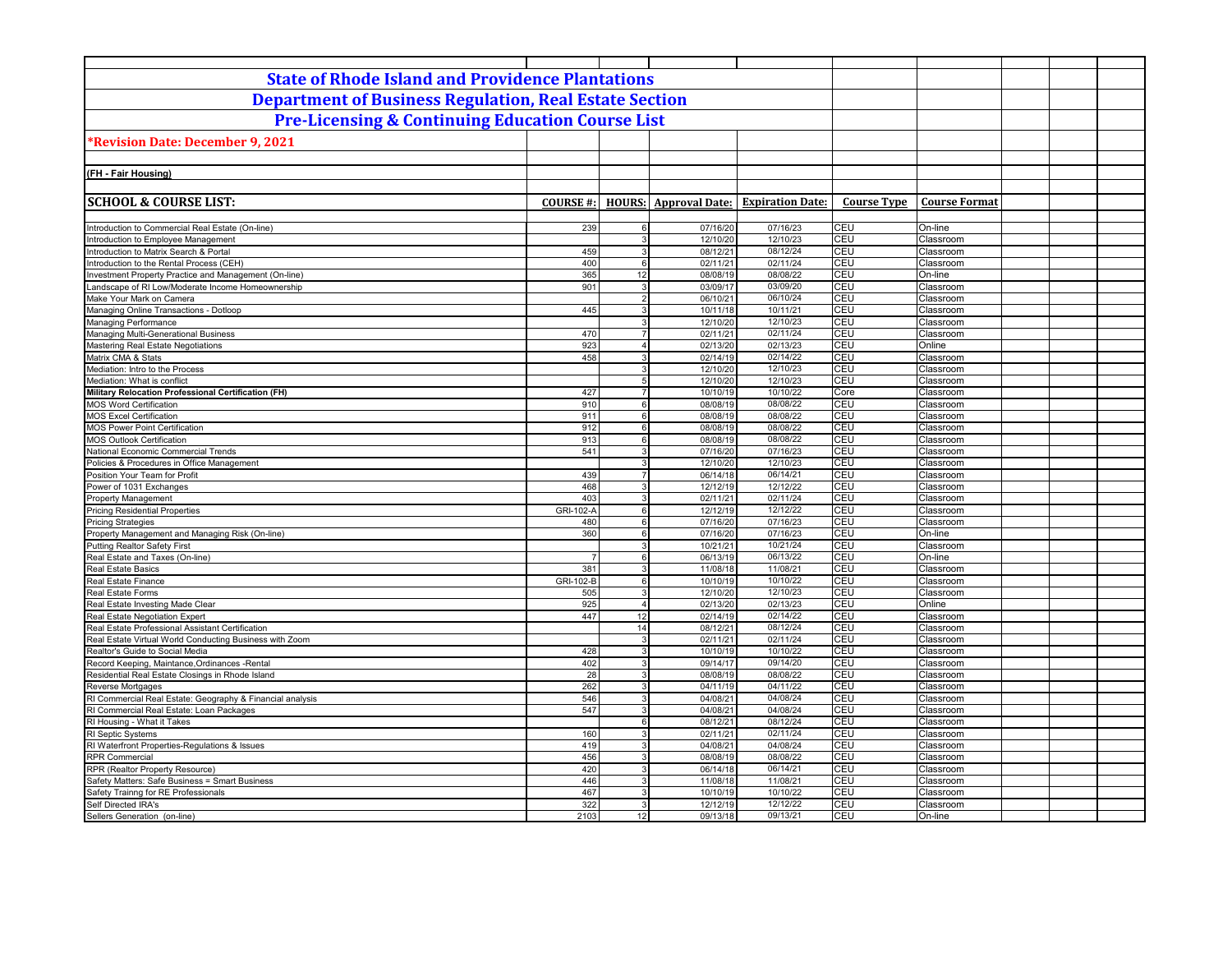# State of Rhode Island and Providence Plantations

## Department of Business Regulation, Real Estate Section

## Pre-Licensing & Continuing Education Course List

**\*Revision Date: December 9, 2021**

**(FH - Fair Housing)**

| SCHOOL & COURSE LIST: | COURSE #: | HOURS: | Approval Date: | Expiration Date: | Course Type | Course Format |
|---|---|---|---|---|---|---|
| Introduction to Commercial Real Estate (On-line) | 239 | 6 | 07/16/20 | 07/16/23 | CEU | On-line |
| Introduction to Employee Management | | 3 | 12/10/20 | 12/10/23 | CEU | Classroom |
| Introduction to Matrix Search & Portal | 459 | 3 | 08/12/21 | 08/12/24 | CEU | Classroom |
| Introduction to the Rental Process (CEH) | 400 | 6 | 02/11/21 | 02/11/24 | CEU | Classroom |
| Investment Property Practice and Management (On-line) | 365 | 12 | 08/08/19 | 08/08/22 | CEU | On-line |
| Landscape of RI Low/Moderate Income Homeownership | 901 | 3 | 03/09/17 | 03/09/20 | CEU | Classroom |
| Make Your Mark on Camera | | 2 | 06/10/21 | 06/10/24 | CEU | Classroom |
| Managing Online Transactions - Dotloop | 445 | 3 | 10/11/18 | 10/11/21 | CEU | Classroom |
| Managing Performance | | 3 | 12/10/20 | 12/10/23 | CEU | Classroom |
| Managing Multi-Generational Business | 470 | 7 | 02/11/21 | 02/11/24 | CEU | Classroom |
| Mastering Real Estate Negotiations | 923 | 4 | 02/13/20 | 02/13/23 | CEU | Online |
| Matrix CMA & Stats | 458 | 3 | 02/14/19 | 02/14/22 | CEU | Classroom |
| Mediation: Intro to the Process | | 3 | 12/10/20 | 12/10/23 | CEU | Classroom |
| Mediation: What is conflict | | 5 | 12/10/20 | 12/10/23 | CEU | Classroom |
| **Military Relocation Professional Certification (FH)** | 427 | 7 | 10/10/19 | 10/10/22 | Core | Classroom |
| MOS Word Certification | 910 | 6 | 08/08/19 | 08/08/22 | CEU | Classroom |
| MOS Excel Certification | 911 | 6 | 08/08/19 | 08/08/22 | CEU | Classroom |
| MOS Power Point Certification | 912 | 6 | 08/08/19 | 08/08/22 | CEU | Classroom |
| MOS Outlook Certification | 913 | 6 | 08/08/19 | 08/08/22 | CEU | Classroom |
| National Economic Commercial Trends | 541 | 3 | 07/16/20 | 07/16/23 | CEU | Classroom |
| Policies & Procedures in Office Management | | 3 | 12/10/20 | 12/10/23 | CEU | Classroom |
| Position Your Team for Profit | 439 | 7 | 06/14/18 | 06/14/21 | CEU | Classroom |
| Power of 1031 Exchanges | 468 | 3 | 12/12/19 | 12/12/22 | CEU | Classroom |
| Property Management | 403 | 3 | 02/11/21 | 02/11/24 | CEU | Classroom |
| Pricing Residential Properties | GRI-102-A | 6 | 12/12/19 | 12/12/22 | CEU | Classroom |
| Pricing Strategies | 480 | 6 | 07/16/20 | 07/16/23 | CEU | Classroom |
| Property Management and Managing Risk (On-line) | 360 | 6 | 07/16/20 | 07/16/23 | CEU | On-line |
| Putting Realtor Safety First | | 3 | 10/21/21 | 10/21/24 | CEU | Classroom |
| Real Estate and Taxes (On-line) | 7 | 6 | 06/13/19 | 06/13/22 | CEU | On-line |
| Real Estate Basics | 381 | 3 | 11/08/18 | 11/08/21 | CEU | Classroom |
| Real Estate Finance | GRI-102-B | 6 | 10/10/19 | 10/10/22 | CEU | Classroom |
| Real Estate Forms | 505 | 3 | 12/10/20 | 12/10/23 | CEU | Classroom |
| Real Estate Investing Made Clear | 925 | 4 | 02/13/20 | 02/13/23 | CEU | Online |
| Real Estate Negotiation Expert | 447 | 12 | 02/14/19 | 02/14/22 | CEU | Classroom |
| Real Estate Professional Assistant Certification | | 14 | 08/12/21 | 08/12/24 | CEU | Classroom |
| Real Estate Virtual World Conducting Business with Zoom | | 3 | 02/11/21 | 02/11/24 | CEU | Classroom |
| Realtor's Guide to Social Media | 428 | 3 | 10/10/19 | 10/10/22 | CEU | Classroom |
| Record Keeping, Maintance,Ordinances -Rental | 402 | 3 | 09/14/17 | 09/14/20 | CEU | Classroom |
| Residential Real Estate Closings in Rhode Island | 28 | 3 | 08/08/19 | 08/08/22 | CEU | Classroom |
| Reverse Mortgages | 262 | 3 | 04/11/19 | 04/11/22 | CEU | Classroom |
| RI Commercial Real Estate: Geography & Financial analysis | 546 | 3 | 04/08/21 | 04/08/24 | CEU | Classroom |
| RI Commercial Real Estate: Loan Packages | 547 | 3 | 04/08/21 | 04/08/24 | CEU | Classroom |
| RI Housing - What it Takes | | 6 | 08/12/21 | 08/12/24 | CEU | Classroom |
| RI Septic Systems | 160 | 3 | 02/11/21 | 02/11/24 | CEU | Classroom |
| RI Waterfront Properties-Regulations & Issues | 419 | 3 | 04/08/21 | 04/08/24 | CEU | Classroom |
| RPR Commercial | 456 | 3 | 08/08/19 | 08/08/22 | CEU | Classroom |
| RPR (Realtor Property Resource) | 420 | 3 | 06/14/18 | 06/14/21 | CEU | Classroom |
| Safety Matters: Safe Business = Smart Business | 446 | 3 | 11/08/18 | 11/08/21 | CEU | Classroom |
| Safety Trainng for RE Professionals | 467 | 3 | 10/10/19 | 10/10/22 | CEU | Classroom |
| Self Directed IRA's | 322 | 3 | 12/12/19 | 12/12/22 | CEU | Classroom |
| Sellers Generation (on-line) | 2103 | 12 | 09/13/18 | 09/13/21 | CEU | On-line |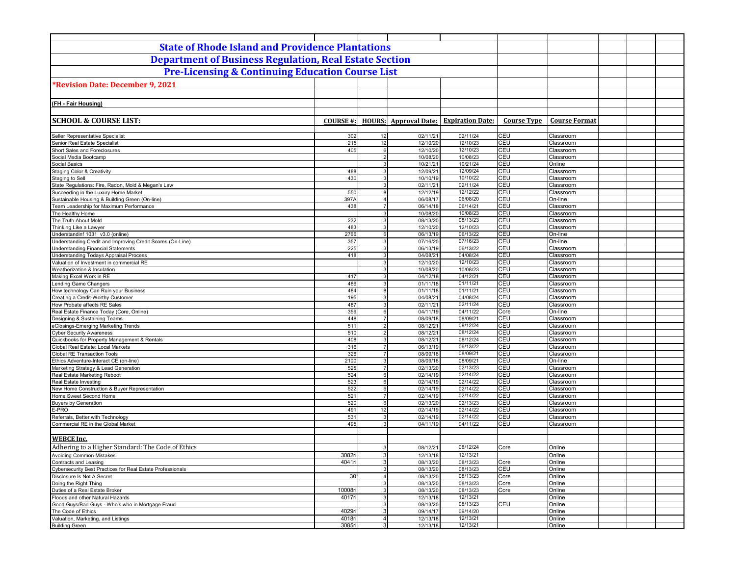# State of Rhode Island and Providence Plantations

## Department of Business Regulation, Real Estate Section

## Pre-Licensing & Continuing Education Course List

**\*Revision Date: December 9, 2021**

**(FH - Fair Housing)**

| SCHOOL & COURSE LIST: | COURSE #: | HOURS: | Approval Date: | Expiration Date: | Course Type | Course Format |
|---|---|---|---|---|---|---|
| Seller Representative Specialist | 302 | 12 | 02/11/21 | 02/11/24 | CEU | Classroom |
| Senior Real Estate Specialist | 215 | 12 | 12/10/20 | 12/10/23 | CEU | Classroom |
| Short Sales and Foreclosures | 405 | 6 | 12/10/20 | 12/10/23 | CEU | Classroom |
| Social Media Bootcamp | | 2 | 10/08/20 | 10/08/23 | CEU | Classroom |
| Social Basics | | 3 | 10/21/21 | 10/21/24 | CEU | Online |
| Staging Color & Creativity | 488 | 3 | 12/09/21 | 12/09/24 | CEU | Classroom |
| Staging to Sell | 430 | 3 | 10/10/19 | 10/10/22 | CEU | Classroom |
| State Regulations: Fire, Radon, Mold & Megan's Law | | 3 | 02/11/21 | 02/11/24 | CEU | Classroom |
| Succeeding in the Luxury Home Market | 550 | 8 | 12/12/19 | 12/12/22 | CEU | Classroom |
| Sustainable Housing & Building Green (On-line) | 397A | 4 | 06/08/17 | 06/08/20 | CEU | On-line |
| Team Leadership for Maximum Performance | 438 | 7 | 06/14/18 | 06/14/21 | CEU | Classroom |
| The Healthy Home | | 3 | 10/08/20 | 10/08/23 | CEU | Classroom |
| The Truth About Mold | 232 | 3 | 08/13/20 | 08/13/23 | CEU | Classroom |
| Thinking Like a Lawyer | 483 | 3 | 12/10/20 | 12/10/23 | CEU | Classroom |
| Understandinf 1031 v3.0 (online) | 2766 | 6 | 06/13/19 | 06/13/22 | CEU | On-line |
| Understanding Credit and Improving Credit Scores (On-Line) | 357 | 3 | 07/16/20 | 07/16/23 | CEU | On-line |
| Understanding Financial Statements | 225 | 3 | 06/13/19 | 06/13/22 | CEU | Classroom |
| Understanding Todays Appraisal Process | 418 | 3 | 04/08/21 | 04/08/24 | CEU | Classroom |
| Valuation of Investment in commercial RE | | 3 | 12/10/20 | 12/10/23 | CEU | Classroom |
| Weatherization & Insulation | | 3 | 10/08/20 | 10/08/23 | CEU | Classroom |
| Making Excel Work in RE | 417 | 3 | 04/12/18 | 04/12/21 | CEU | Classroom |
| Lending Game Changers | 486 | 3 | 01/11/18 | 01/11/21 | CEU | Classroom |
| How technology Can Ruin your Business | 484 | 8 | 01/11/18 | 01/11/21 | CEU | Classroom |
| Creating a Credit-Worthy Customer | 195 | 3 | 04/08/21 | 04/08/24 | CEU | Classroom |
| How Probate affects RE Sales | 487 | 3 | 02/11/21 | 02/11/24 | CEU | Classroom |
| Real Estate Finance Today (Core, Online) | 359 | 6 | 04/11/19 | 04/11/22 | Core | On-line |
| Designing & Sustaining Teams | 448 | 7 | 08/09/18 | 08/09/21 | CEU | Classroom |
| eClosings-Emerging Marketing Trends | 511 | 2 | 08/12/21 | 08/12/24 | CEU | Classroom |
| Cyber Security Awareness | 510 | 2 | 08/12/21 | 08/12/24 | CEU | Classroom |
| Quickbooks for Property Management & Rentals | 408 | 3 | 08/12/21 | 08/12/24 | CEU | Classroom |
| Global Real Estate: Local Markets | 316 | 7 | 06/13/19 | 06/13/22 | CEU | Classroom |
| Global RE Transaction Tools | 326 | 7 | 08/09/18 | 08/09/21 | CEU | Classroom |
| Ethics Adventure-Interact CE (on-line) | 2100 | 3 | 08/09/18 | 08/09/21 | CEU | On-line |
| Marketing Strategy & Lead Generation | 525 | 7 | 02/13/20 | 02/13/23 | CEU | Classroom |
| Real Estate Marketing Reboot | 524 | 6 | 02/14/19 | 02/14/22 | CEU | Classroom |
| Real Estate Investing | 523 | 6 | 02/14/19 | 02/14/22 | CEU | Classroom |
| New Home Construction & Buyer Representation | 522 | 6 | 02/14/19 | 02/14/22 | CEU | Classroom |
| Home Sweet Second Home | 521 | 7 | 02/14/19 | 02/14/22 | CEU | Classroom |
| Buyers by Generation | 520 | 6 | 02/13/20 | 02/13/23 | CEU | Classroom |
| E-PRO | 491 | 12 | 02/14/19 | 02/14/22 | CEU | Classroom |
| Referrals, Better with Technology | 531 | 3 | 02/14/19 | 02/14/22 | CEU | Classroom |
| Commercial RE in the Global Market | 495 | 3 | 04/11/19 | 04/11/22 | CEU | Classroom |
| **WEBCE Inc.** | | | | | | |
| Adhering to a Higher Standard: The Code of Ethics | | 3 | 08/12/21 | 08/12/24 | Core | Online |
| Avoiding Common Mistakes | 3082ri | 3 | 12/13/18 | 12/13/21 | | Online |
| Contracts and Leasing | 4041ri | 3 | 08/13/20 | 08/13/23 | Core | Online |
| Cybersecurity Best Practices for Real Estate Professionals | | 3 | 08/13/20 | 08/13/23 | CEU | Online |
| Disclosure Is Not A Secret | 30 | 4 | 08/13/20 | 08/13/23 | Core | Online |
| Doing the Right Thing | | 3 | 08/13/20 | 08/13/23 | Core | Online |
| Duties of a Real Estate Broker | 10008ri | 3 | 08/13/20 | 08/13/23 | Core | Online |
| Floods and other Natural Hazards | 4017ri | 3 | 12/13/18 | 12/13/21 | | Online |
| Good Guys/Bad Guys - Who's who in Mortgage Fraud | | 3 | 08/13/20 | 08/13/23 | CEU | Online |
| The Code of Ethics | 4029ri | 3 | 09/14/17 | 09/14/20 | | Online |
| Valuation, Marketing, and Listings | 4018ri | 4 | 12/13/18 | 12/13/21 | | Online |
| Building Green | 3085ri | 3 | 12/13/18 | 12/13/21 | | Online |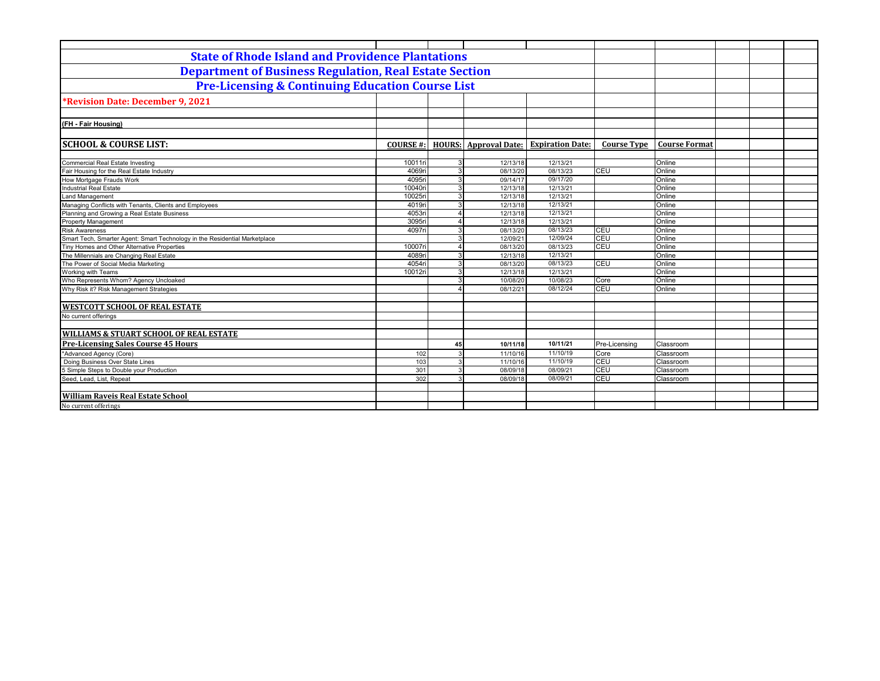# State of Rhode Island and Providence Plantations

## Department of Business Regulation, Real Estate Section

## Pre-Licensing & Continuing Education Course List

**\*Revision Date: December 9, 2021**

**(FH - Fair Housing)**

| SCHOOL & COURSE LIST: | COURSE #: | HOURS: | Approval Date: | Expiration Date: | Course Type | Course Format |
|---|---|---|---|---|---|---|
| Commercial Real Estate Investing | 10011ri | 3 | 12/13/18 | 12/13/21 | | Online |
| Fair Housing for the Real Estate Industry | 4069ri | 3 | 08/13/20 | 08/13/23 | CEU | Online |
| How Mortgage Frauds Work | 4095ri | 3 | 09/14/17 | 09/17/20 | | Online |
| Industrial Real Estate | 10040ri | 3 | 12/13/18 | 12/13/21 | | Online |
| Land Management | 10025ri | 3 | 12/13/18 | 12/13/21 | | Online |
| Managing Conflicts with Tenants, Clients and Employees | 4019ri | 3 | 12/13/18 | 12/13/21 | | Online |
| Planning and Growing a Real Estate Business | 4053ri | 4 | 12/13/18 | 12/13/21 | | Online |
| Property Management | 3095ri | 4 | 12/13/18 | 12/13/21 | | Online |
| Risk Awareness | 4097ri | 3 | 08/13/20 | 08/13/23 | CEU | Online |
| Smart Tech, Smarter Agent: Smart Technology in the Residential Marketplace | | 3 | 12/09/21 | 12/09/24 | CEU | Online |
| Tiny Homes and Other Alternative Properties | 10007ri | 4 | 08/13/20 | 08/13/23 | CEU | Online |
| The Millennials are Changing Real Estate | 4089ri | 3 | 12/13/18 | 12/13/21 | | Online |
| The Power of Social Media Marketing | 4054ri | 3 | 08/13/20 | 08/13/23 | CEU | Online |
| Working with Teams | 10012ri | 3 | 12/13/18 | 12/13/21 | | Online |
| Who Represents Whom? Agency Uncloaked | | 3 | 10/08/20 | 10/08/23 | Core | Online |
| Why Risk it? Risk Management Strategies | | 4 | 08/12/21 | 08/12/24 | CEU | Online |
| **WESTCOTT SCHOOL OF REAL ESTATE** | | | | | | |
| No current offerings | | | | | | |
| **WILLIAMS & STUART SCHOOL OF REAL ESTATE** | | | | | | |
| **Pre-Licensing Sales Course 45 Hours** | | **45** | **10/11/18** | **10/11/21** | Pre-Licensing | Classroom |
| *Advanced Agency (Core) | 102 | 3 | 11/10/16 | 11/10/19 | Core | Classroom |
| Doing Business Over State Lines | 103 | 3 | 11/10/16 | 11/10/19 | CEU | Classroom |
| 5 Simple Steps to Double your Production | 301 | 3 | 08/09/18 | 08/09/21 | CEU | Classroom |
| Seed, Lead, List, Repeat | 302 | 3 | 08/09/18 | 08/09/21 | CEU | Classroom |
| **William Raveis Real Estate School** | | | | | | |
| No current offerings | | | | | | |